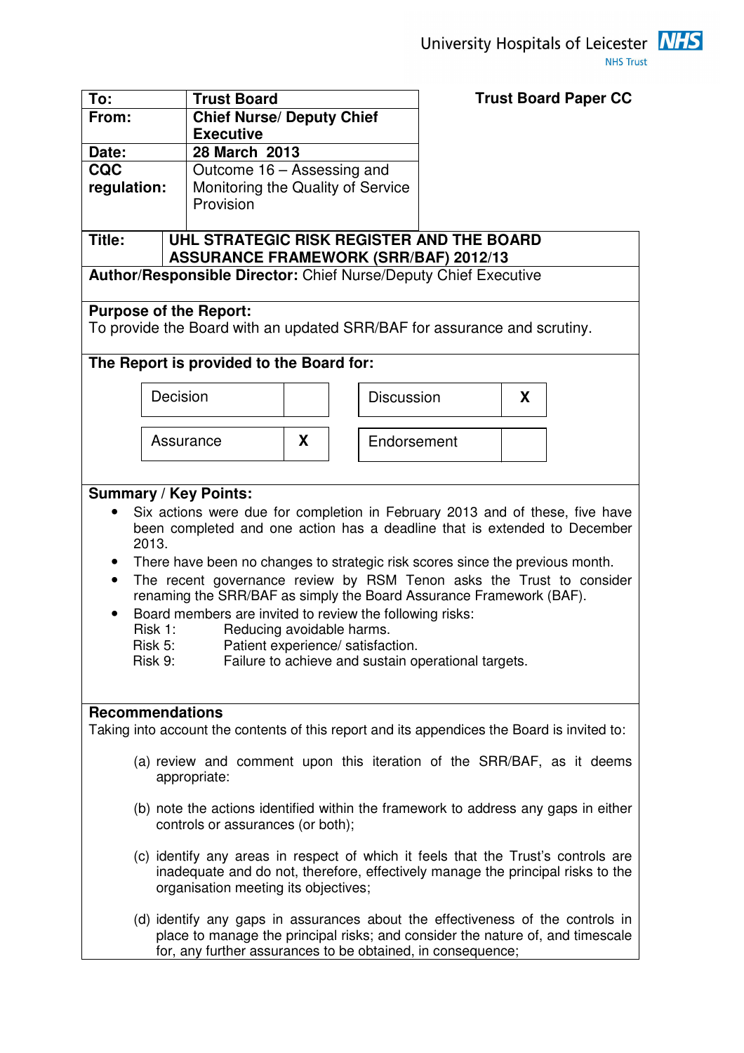University Hospitals of Leicester NHS Trust

| To: | Trust Board |
|---|---|
| From: | Chief Nurse/ Deputy Chief Executive |
| Date: | 28 March 2013 |
| CQC regulation: | Outcome 16 – Assessing and Monitoring the Quality of Service Provision |

**Trust Board Paper CC**

**Title:** **UHL STRATEGIC RISK REGISTER AND THE BOARD ASSURANCE FRAMEWORK (SRR/BAF) 2012/13**

**Author/Responsible Director:** Chief Nurse/Deputy Chief Executive

**Purpose of the Report:**
To provide the Board with an updated SRR/BAF for assurance and scrutiny.

**The Report is provided to the Board for:**

| | | | |
|---|---|---|---|
| Decision | | Discussion | X |
| Assurance | X | Endorsement | |

**Summary / Key Points:**

- Six actions were due for completion in February 2013 and of these, five have been completed and one action has a deadline that is extended to December 2013.
- There have been no changes to strategic risk scores since the previous month.
- The recent governance review by RSM Tenon asks the Trust to consider renaming the SRR/BAF as simply the Board Assurance Framework (BAF).
- Board members are invited to review the following risks:
  - Risk 1: Reducing avoidable harms.
  - Risk 5: Patient experience/ satisfaction.
  - Risk 9: Failure to achieve and sustain operational targets.

**Recommendations**
Taking into account the contents of this report and its appendices the Board is invited to:

(a) review and comment upon this iteration of the SRR/BAF, as it deems appropriate:

(b) note the actions identified within the framework to address any gaps in either controls or assurances (or both);

(c) identify any areas in respect of which it feels that the Trust's controls are inadequate and do not, therefore, effectively manage the principal risks to the organisation meeting its objectives;

(d) identify any gaps in assurances about the effectiveness of the controls in place to manage the principal risks; and consider the nature of, and timescale for, any further assurances to be obtained, in consequence;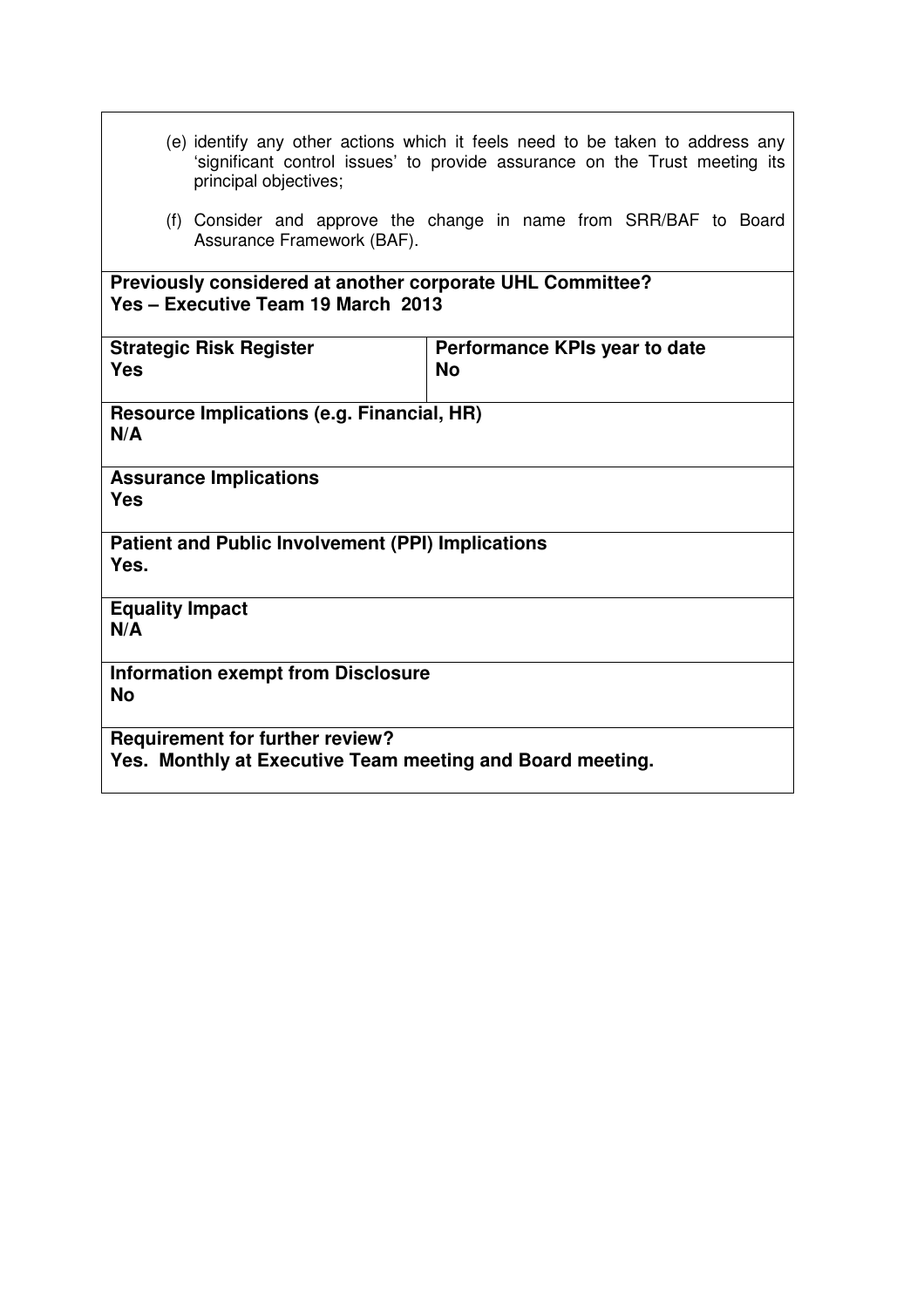(e) identify any other actions which it feels need to be taken to address any 'significant control issues' to provide assurance on the Trust meeting its principal objectives;

(f) Consider and approve the change in name from SRR/BAF to Board Assurance Framework (BAF).

**Previously considered at another corporate UHL Committee?**
**Yes – Executive Team 19 March 2013**

| **Strategic Risk Register** | **Performance KPIs year to date** |
|---|---|
| **Yes** | **No** |

**Resource Implications (e.g. Financial, HR)**
**N/A**

**Assurance Implications**
**Yes**

**Patient and Public Involvement (PPI) Implications**
**Yes.**

**Equality Impact**
**N/A**

**Information exempt from Disclosure**
**No**

**Requirement for further review?**
**Yes. Monthly at Executive Team meeting and Board meeting.**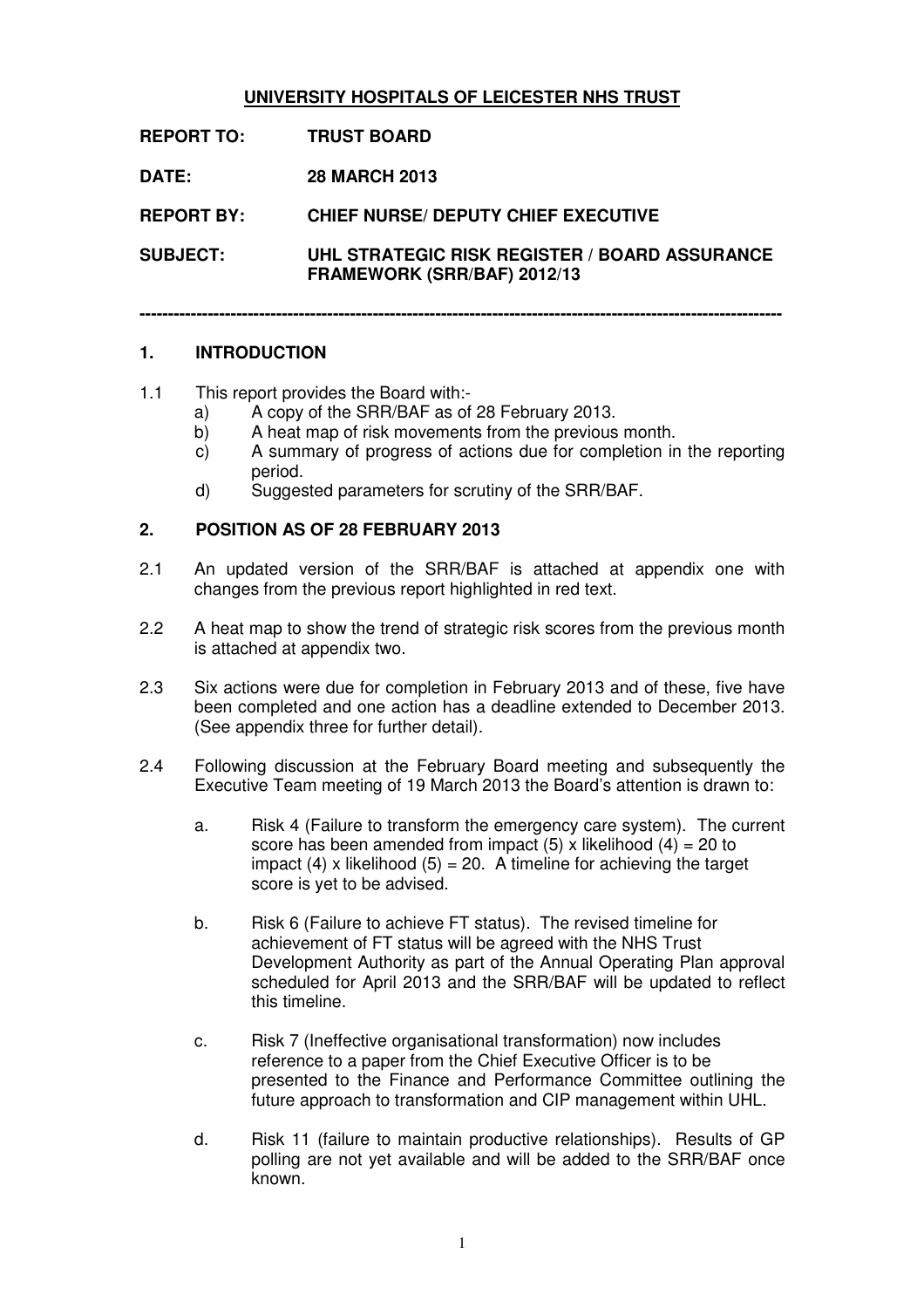**UNIVERSITY HOSPITALS OF LEICESTER NHS TRUST**

**REPORT TO:** **TRUST BOARD**

**DATE:** **28 MARCH 2013**

**REPORT BY:** **CHIEF NURSE/ DEPUTY CHIEF EXECUTIVE**

**SUBJECT:** **UHL STRATEGIC RISK REGISTER / BOARD ASSURANCE FRAMEWORK (SRR/BAF) 2012/13**

---

## 1. INTRODUCTION

1.1 This report provides the Board with:-

a) A copy of the SRR/BAF as of 28 February 2013.

b) A heat map of risk movements from the previous month.

c) A summary of progress of actions due for completion in the reporting period.

d) Suggested parameters for scrutiny of the SRR/BAF.

## 2. POSITION AS OF 28 FEBRUARY 2013

2.1 An updated version of the SRR/BAF is attached at appendix one with changes from the previous report highlighted in red text.

2.2 A heat map to show the trend of strategic risk scores from the previous month is attached at appendix two.

2.3 Six actions were due for completion in February 2013 and of these, five have been completed and one action has a deadline extended to December 2013. (See appendix three for further detail).

2.4 Following discussion at the February Board meeting and subsequently the Executive Team meeting of 19 March 2013 the Board's attention is drawn to:

a. Risk 4 (Failure to transform the emergency care system). The current score has been amended from impact (5) x likelihood (4) = 20 to impact (4) x likelihood (5) = 20. A timeline for achieving the target score is yet to be advised.

b. Risk 6 (Failure to achieve FT status). The revised timeline for achievement of FT status will be agreed with the NHS Trust Development Authority as part of the Annual Operating Plan approval scheduled for April 2013 and the SRR/BAF will be updated to reflect this timeline.

c. Risk 7 (Ineffective organisational transformation) now includes reference to a paper from the Chief Executive Officer is to be presented to the Finance and Performance Committee outlining the future approach to transformation and CIP management within UHL.

d. Risk 11 (failure to maintain productive relationships). Results of GP polling are not yet available and will be added to the SRR/BAF once known.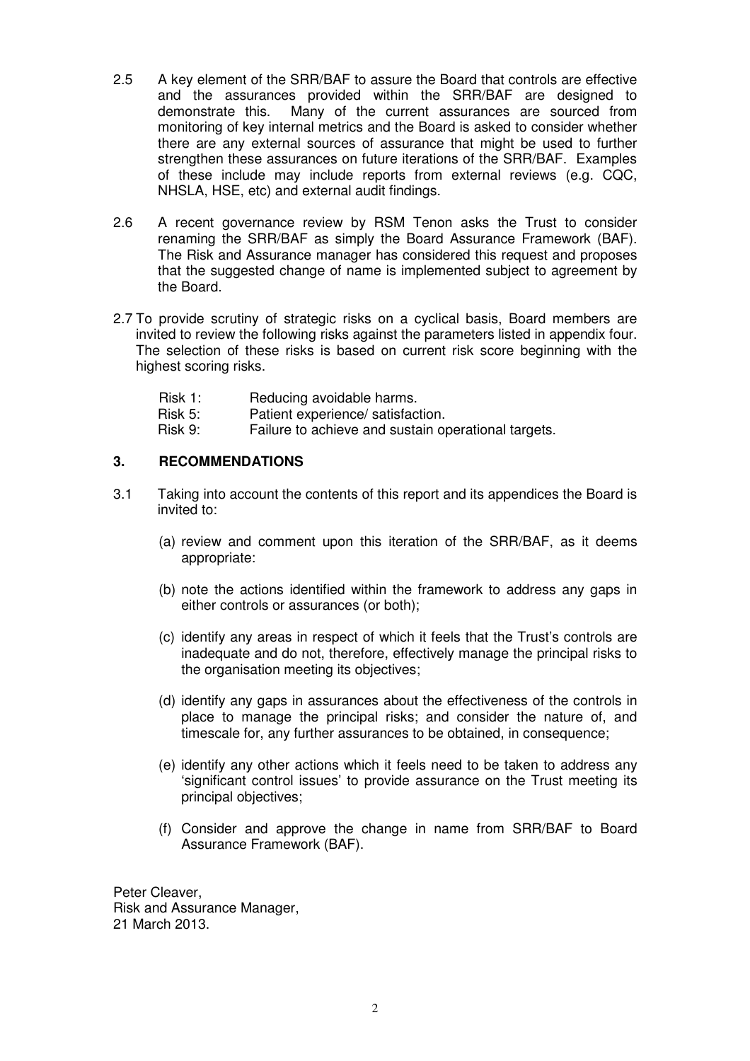2.5 A key element of the SRR/BAF to assure the Board that controls are effective and the assurances provided within the SRR/BAF are designed to demonstrate this. Many of the current assurances are sourced from monitoring of key internal metrics and the Board is asked to consider whether there are any external sources of assurance that might be used to further strengthen these assurances on future iterations of the SRR/BAF. Examples of these include may include reports from external reviews (e.g. CQC, NHSLA, HSE, etc) and external audit findings.

2.6 A recent governance review by RSM Tenon asks the Trust to consider renaming the SRR/BAF as simply the Board Assurance Framework (BAF). The Risk and Assurance manager has considered this request and proposes that the suggested change of name is implemented subject to agreement by the Board.

2.7 To provide scrutiny of strategic risks on a cyclical basis, Board members are invited to review the following risks against the parameters listed in appendix four. The selection of these risks is based on current risk score beginning with the highest scoring risks.

Risk 1: Reducing avoidable harms.
Risk 5: Patient experience/ satisfaction.
Risk 9: Failure to achieve and sustain operational targets.

## 3. RECOMMENDATIONS

3.1 Taking into account the contents of this report and its appendices the Board is invited to:

(a) review and comment upon this iteration of the SRR/BAF, as it deems appropriate:

(b) note the actions identified within the framework to address any gaps in either controls or assurances (or both);

(c) identify any areas in respect of which it feels that the Trust's controls are inadequate and do not, therefore, effectively manage the principal risks to the organisation meeting its objectives;

(d) identify any gaps in assurances about the effectiveness of the controls in place to manage the principal risks; and consider the nature of, and timescale for, any further assurances to be obtained, in consequence;

(e) identify any other actions which it feels need to be taken to address any 'significant control issues' to provide assurance on the Trust meeting its principal objectives;

(f) Consider and approve the change in name from SRR/BAF to Board Assurance Framework (BAF).

Peter Cleaver,
Risk and Assurance Manager,
21 March 2013.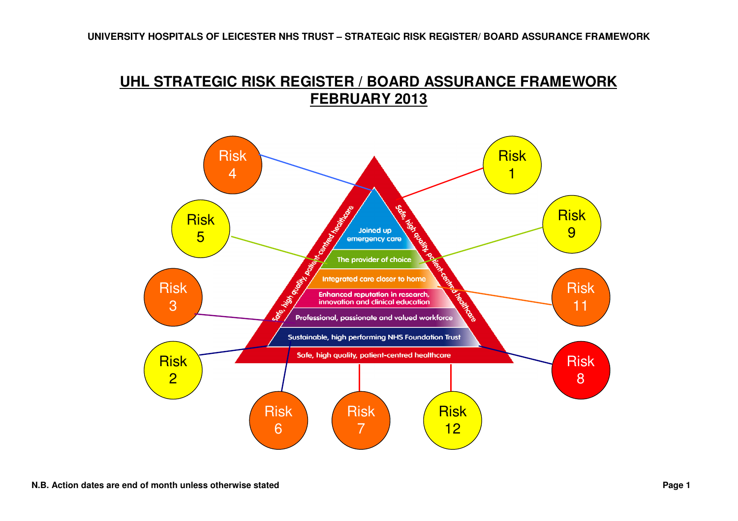# UHL STRATEGIC RISK REGISTER / BOARD ASSURANCE FRAMEWORK FEBRUARY 2013

Risk 4

Risk 1

Risk 5

Risk 9

Risk 3

Risk 11

Risk 2

Risk 8

Risk 6

Risk 7

Risk 12

Joined up emergency care

The provider of choice

Integrated care closer to home

Enhanced reputation in research, innovation and clinical education

Professional, passionate and valued workforce

Sustainable, high performing NHS Foundation Trust

Safe, high quality, patient-centred healthcare

N.B. Action dates are end of month unless otherwise stated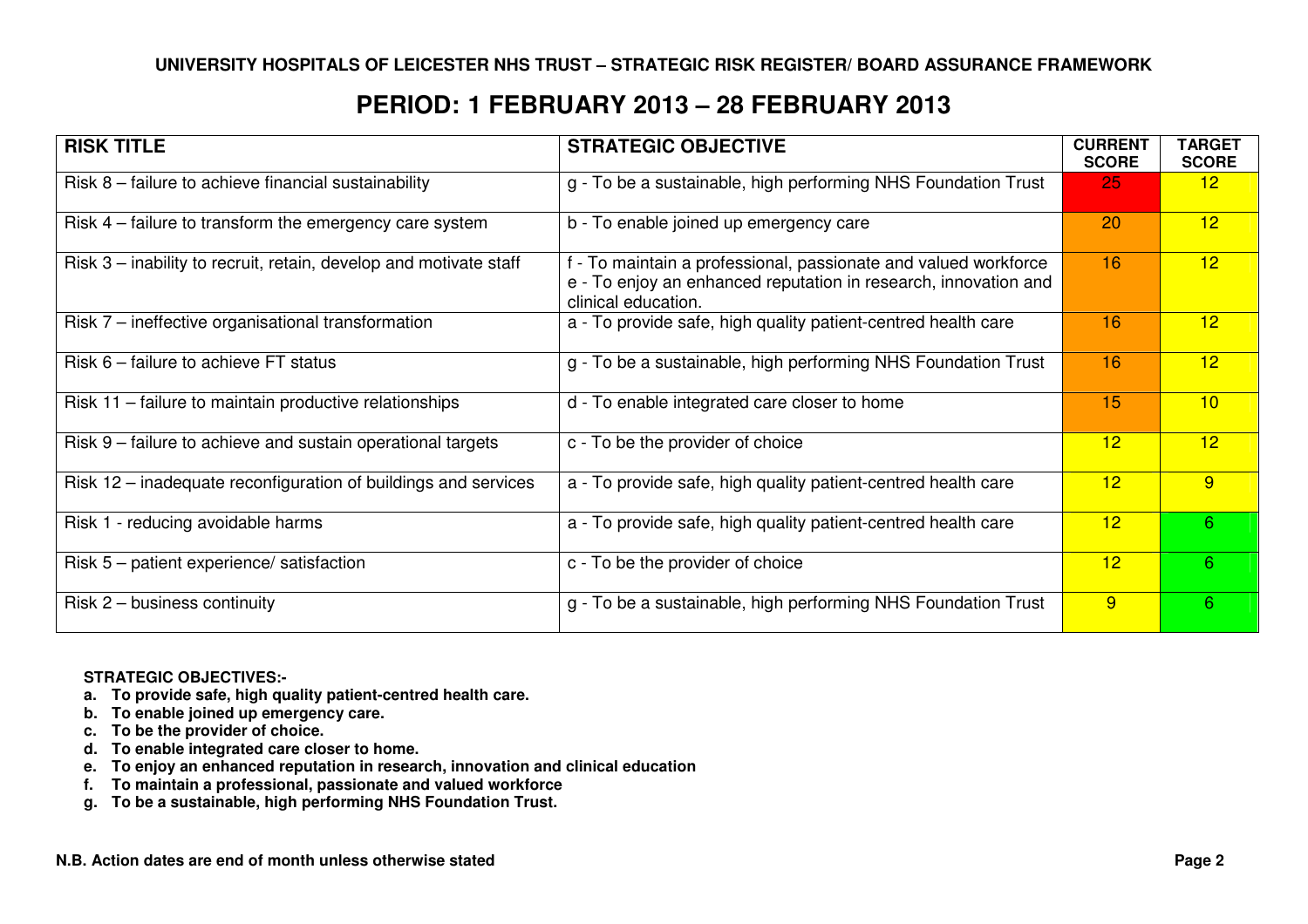## UNIVERSITY HOSPITALS OF LEICESTER NHS TRUST – STRATEGIC RISK REGISTER/ BOARD ASSURANCE FRAMEWORK

# PERIOD: 1 FEBRUARY 2013 – 28 FEBRUARY 2013

| RISK TITLE | STRATEGIC OBJECTIVE | CURRENT SCORE | TARGET SCORE |
|---|---|---|---|
| Risk 8 – failure to achieve financial sustainability | g - To be a sustainable, high performing NHS Foundation Trust | 25 | 12 |
| Risk 4 – failure to transform the emergency care system | b - To enable joined up emergency care | 20 | 12 |
| Risk 3 – inability to recruit, retain, develop and motivate staff | f - To maintain a professional, passionate and valued workforce<br>e - To enjoy an enhanced reputation in research, innovation and clinical education. | 16 | 12 |
| Risk 7 – ineffective organisational transformation | a - To provide safe, high quality patient-centred health care | 16 | 12 |
| Risk 6 – failure to achieve FT status | g - To be a sustainable, high performing NHS Foundation Trust | 16 | 12 |
| Risk 11 – failure to maintain productive relationships | d - To enable integrated care closer to home | 15 | 10 |
| Risk 9 – failure to achieve and sustain operational targets | c - To be the provider of choice | 12 | 12 |
| Risk 12 – inadequate reconfiguration of buildings and services | a - To provide safe, high quality patient-centred health care | 12 | 9 |
| Risk 1 - reducing avoidable harms | a - To provide safe, high quality patient-centred health care | 12 | 6 |
| Risk 5 – patient experience/ satisfaction | c - To be the provider of choice | 12 | 6 |
| Risk 2 – business continuity | g - To be a sustainable, high performing NHS Foundation Trust | 9 | 6 |

**STRATEGIC OBJECTIVES:-**

- **a. To provide safe, high quality patient-centred health care.**
- **b. To enable joined up emergency care.**
- **c. To be the provider of choice.**
- **d. To enable integrated care closer to home.**
- **e. To enjoy an enhanced reputation in research, innovation and clinical education**
- **f. To maintain a professional, passionate and valued workforce**
- **g. To be a sustainable, high performing NHS Foundation Trust.**

**N.B. Action dates are end of month unless otherwise stated**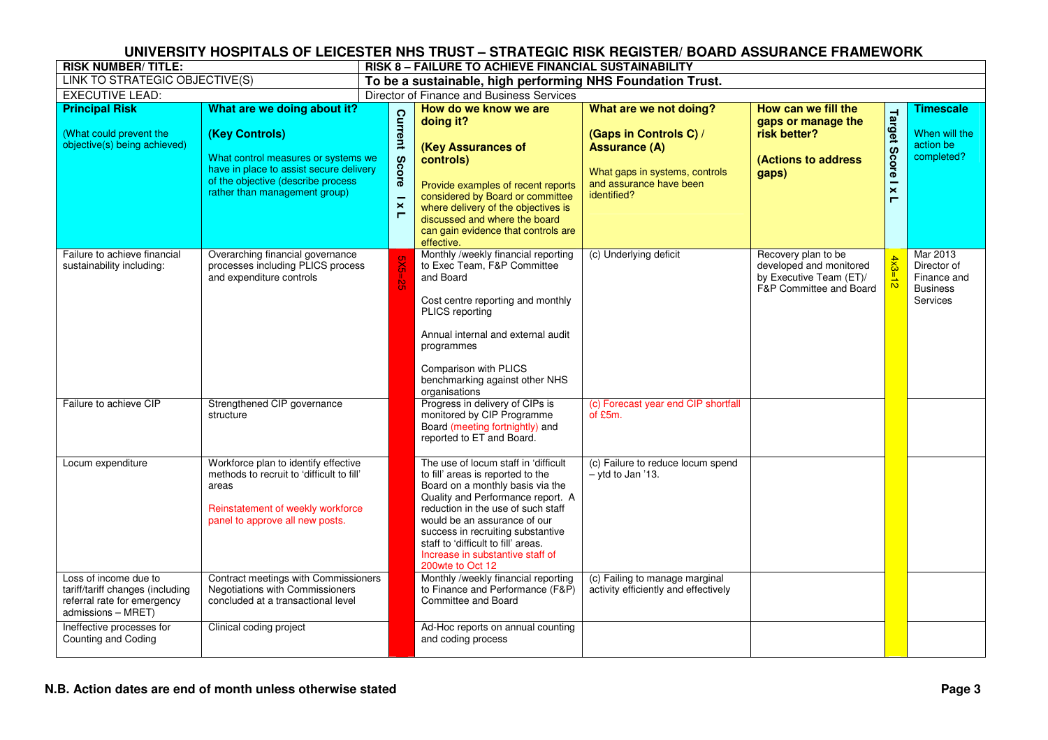# UNIVERSITY HOSPITALS OF LEICESTER NHS TRUST – STRATEGIC RISK REGISTER/ BOARD ASSURANCE FRAMEWORK

| RISK NUMBER/ TITLE: | RISK 8 – FAILURE TO ACHIEVE FINANCIAL SUSTAINABILITY |
|---|---|
| LINK TO STRATEGIC OBJECTIVE(S) | To be a sustainable, high performing NHS Foundation Trust. |
| EXECUTIVE LEAD: | Director of Finance and Business Services |

| **Principal Risk** (What could prevent the objective(s) being achieved) | **What are we doing about it? (Key Controls)** What control measures or systems we have in place to assist secure delivery of the objective (describe process rather than management group) | **Current Score I x L** | **How do we know we are doing it? (Key Assurances of controls)** Provide examples of recent reports considered by Board or committee where delivery of the objectives is discussed and where the board can gain evidence that controls are effective. | **What are we not doing? (Gaps in Controls C) / Assurance (A)** What gaps in systems, controls and assurance have been identified? | **How can we fill the gaps or manage the risk better? (Actions to address gaps)** | **Target Score I x L** | **Timescale** When will the action be completed? |
|---|---|---|---|---|---|---|---|
| Failure to achieve financial sustainability including: | Overarching financial governance processes including PLICS process and expenditure controls | 5X5=25 | Monthly /weekly financial reporting to Exec Team, F&P Committee and Board<br><br>Cost centre reporting and monthly PLICS reporting<br><br>Annual internal and external audit programmes<br><br>Comparison with PLICS benchmarking against other NHS organisations | (c) Underlying deficit | Recovery plan to be developed and monitored by Executive Team (ET)/ F&P Committee and Board | 4x3=12 | Mar 2013 Director of Finance and Business Services |
| Failure to achieve CIP | Strengthened CIP governance structure | | Progress in delivery of CIPs is monitored by CIP Programme Board (meeting fortnightly) and reported to ET and Board. | (c) Forecast year end CIP shortfall of £5m. | | | |
| Locum expenditure | Workforce plan to identify effective methods to recruit to 'difficult to fill' areas<br><br>Reinstatement of weekly workforce panel to approve all new posts. | | The use of locum staff in 'difficult to fill' areas is reported to the Board on a monthly basis via the Quality and Performance report. A reduction in the use of such staff would be an assurance of our success in recruiting substantive staff to 'difficult to fill' areas.<br>Increase in substantive staff of 200wte to Oct 12 | (c) Failure to reduce locum spend – ytd to Jan '13. | | | |
| Loss of income due to tariff/tariff changes (including referral rate for emergency admissions – MRET) | Contract meetings with Commissioners Negotiations with Commissioners concluded at a transactional level | | Monthly /weekly financial reporting to Finance and Performance (F&P) Committee and Board | (c) Failing to manage marginal activity efficiently and effectively | | | |
| Ineffective processes for Counting and Coding | Clinical coding project | | Ad-Hoc reports on annual counting and coding process | | | | |

**N.B. Action dates are end of month unless otherwise stated**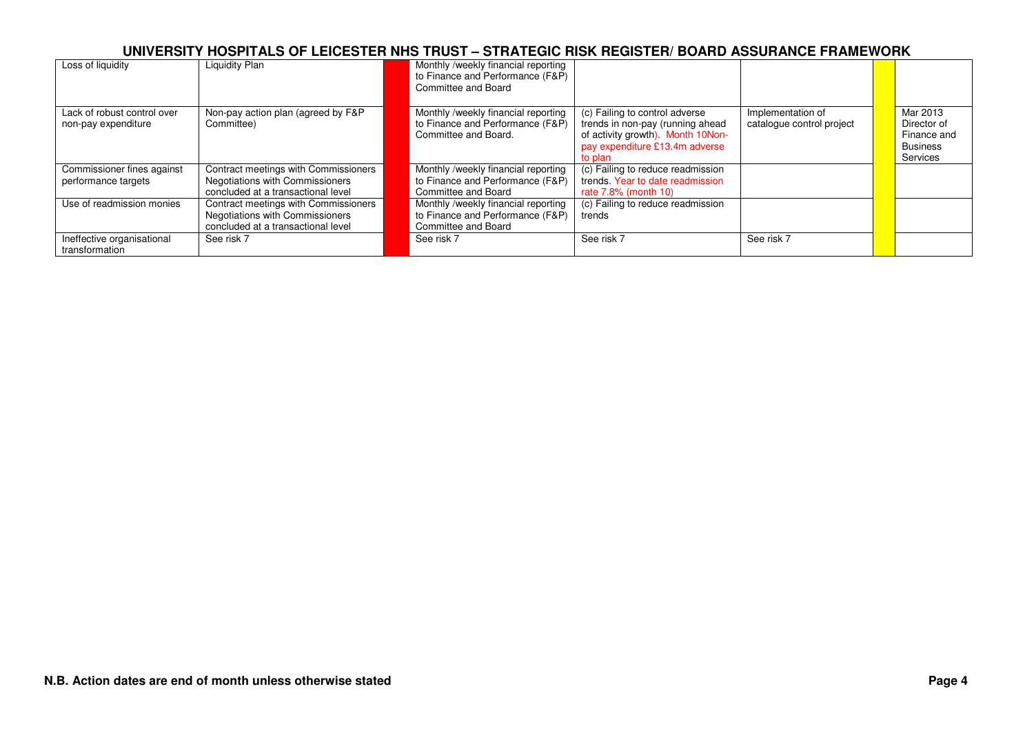# UNIVERSITY HOSPITALS OF LEICESTER NHS TRUST – STRATEGIC RISK REGISTER/ BOARD ASSURANCE FRAMEWORK

| | | | | | | | |
|---|---|---|---|---|---|---|---|
| Loss of liquidity | Liquidity Plan | | Monthly /weekly financial reporting to Finance and Performance (F&P) Committee and Board | | | | |
| Lack of robust control over non-pay expenditure | Non-pay action plan (agreed by F&P Committee) | | Monthly /weekly financial reporting to Finance and Performance (F&P) Committee and Board. | (c) Failing to control adverse trends in non-pay (running ahead of activity growth). Month 10Non-pay expenditure £13.4m adverse to plan | Implementation of catalogue control project | | Mar 2013 Director of Finance and Business Services |
| Commissioner fines against performance targets | Contract meetings with Commissioners Negotiations with Commissioners concluded at a transactional level | | Monthly /weekly financial reporting to Finance and Performance (F&P) Committee and Board | (c) Failing to reduce readmission trends. Year to date readmission rate 7.8% (month 10) | | | |
| Use of readmission monies | Contract meetings with Commissioners Negotiations with Commissioners concluded at a transactional level | | Monthly /weekly financial reporting to Finance and Performance (F&P) Committee and Board | (c) Failing to reduce readmission trends | | | |
| Ineffective organisational transformation | See risk 7 | | See risk 7 | See risk 7 | See risk 7 | | |

**N.B. Action dates are end of month unless otherwise stated**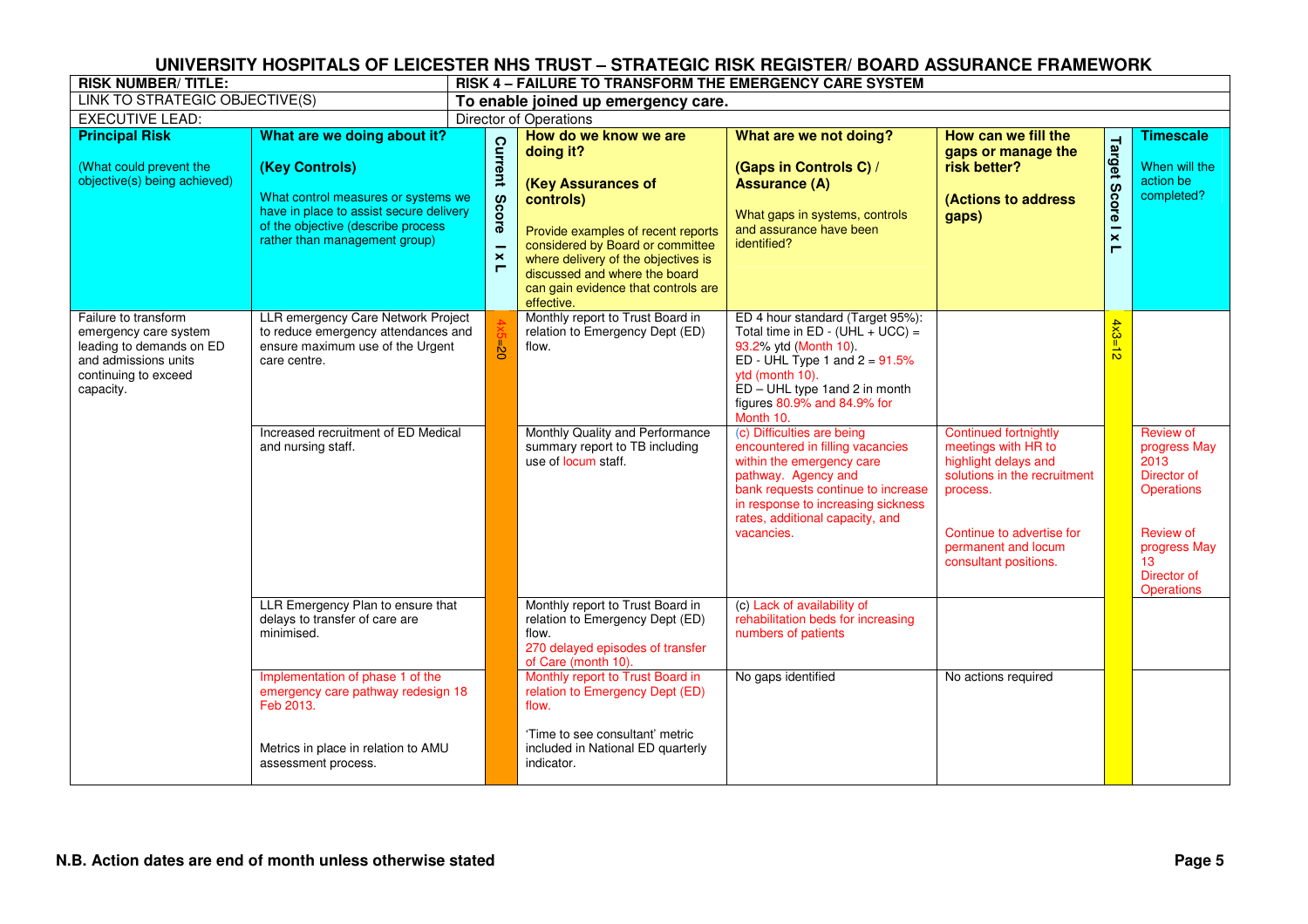# UNIVERSITY HOSPITALS OF LEICESTER NHS TRUST – STRATEGIC RISK REGISTER/ BOARD ASSURANCE FRAMEWORK

| RISK NUMBER/ TITLE: | RISK 4 – FAILURE TO TRANSFORM THE EMERGENCY CARE SYSTEM |
|---|---|
| LINK TO STRATEGIC OBJECTIVE(S) | **To enable joined up emergency care.** |
| EXECUTIVE LEAD: | Director of Operations |

| **Principal Risk** (What could prevent the objective(s) being achieved) | **What are we doing about it? (Key Controls)** What control measures or systems we have in place to assist secure delivery of the objective (describe process rather than management group) | **Current Score I x L** | **How do we know we are doing it? (Key Assurances of controls)** Provide examples of recent reports considered by Board or committee where delivery of the objectives is discussed and where the board can gain evidence that controls are effective. | **What are we not doing? (Gaps in Controls C) / Assurance (A)** What gaps in systems, controls and assurance have been identified? | **How can we fill the gaps or manage the risk better? (Actions to address gaps)** | **Target Score I x L** | **Timescale** When will the action be completed? |
|---|---|---|---|---|---|---|---|
| Failure to transform emergency care system leading to demands on ED and admissions units continuing to exceed capacity. | LLR emergency Care Network Project to reduce emergency attendances and ensure maximum use of the Urgent care centre. | 4x5=20 | Monthly report to Trust Board in relation to Emergency Dept (ED) flow. | ED 4 hour standard (Target 95%): Total time in ED - (UHL + UCC) = 93.2% ytd (Month 10). ED - UHL Type 1 and 2 = 91.5% ytd (month 10). ED – UHL type 1and 2 in month figures 80.9% and 84.9% for Month 10. | | 4x3=12 | |
| | Increased recruitment of ED Medical and nursing staff. | | Monthly Quality and Performance summary report to TB including use of locum staff. | (c) Difficulties are being encountered in filling vacancies within the emergency care pathway. Agency and bank requests continue to increase in response to increasing sickness rates, additional capacity, and vacancies. | Continued fortnightly meetings with HR to highlight delays and solutions in the recruitment process.<br><br>Continue to advertise for permanent and locum consultant positions. | | Review of progress May 2013 Director of Operations<br><br>Review of progress May 13 Director of Operations |
| | LLR Emergency Plan to ensure that delays to transfer of care are minimised. | | Monthly report to Trust Board in relation to Emergency Dept (ED) flow.<br>270 delayed episodes of transfer of Care (month 10). | (c) Lack of availability of rehabilitation beds for increasing numbers of patients | | | |
| | Implementation of phase 1 of the emergency care pathway redesign 18 Feb 2013.<br><br>Metrics in place in relation to AMU assessment process. | | Monthly report to Trust Board in relation to Emergency Dept (ED) flow.<br><br>'Time to see consultant' metric included in National ED quarterly indicator. | No gaps identified | No actions required | | |

**N.B. Action dates are end of month unless otherwise stated**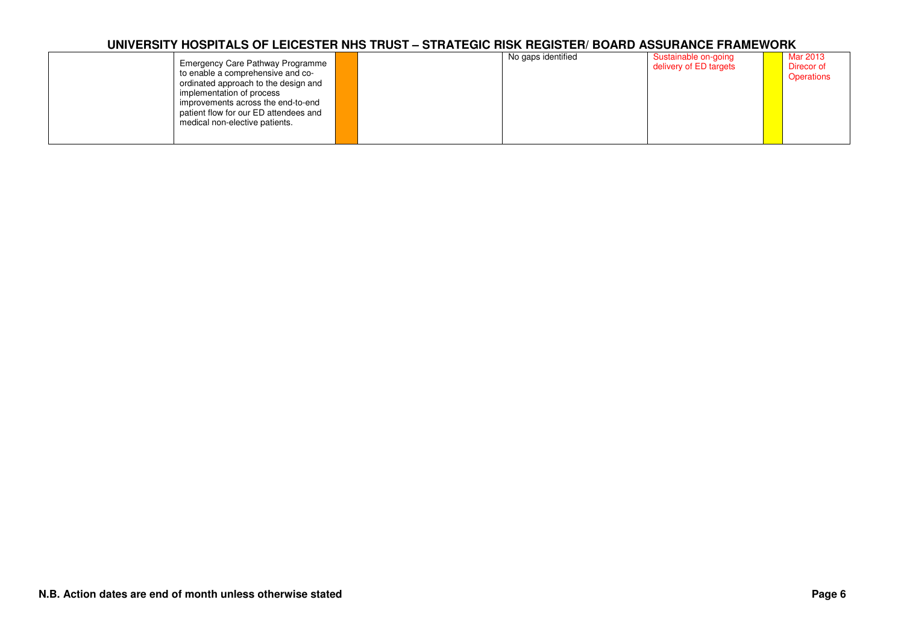| | | | | | | | |
|---|---|---|---|---|---|---|---|
| | Emergency Care Pathway Programme to enable a comprehensive and co-ordinated approach to the design and implementation of process improvements across the end-to-end patient flow for our ED attendees and medical non-elective patients. | | | No gaps identified | Sustainable on-going delivery of ED targets | | Mar 2013 Direcor of Operations |

N.B. Action dates are end of month unless otherwise stated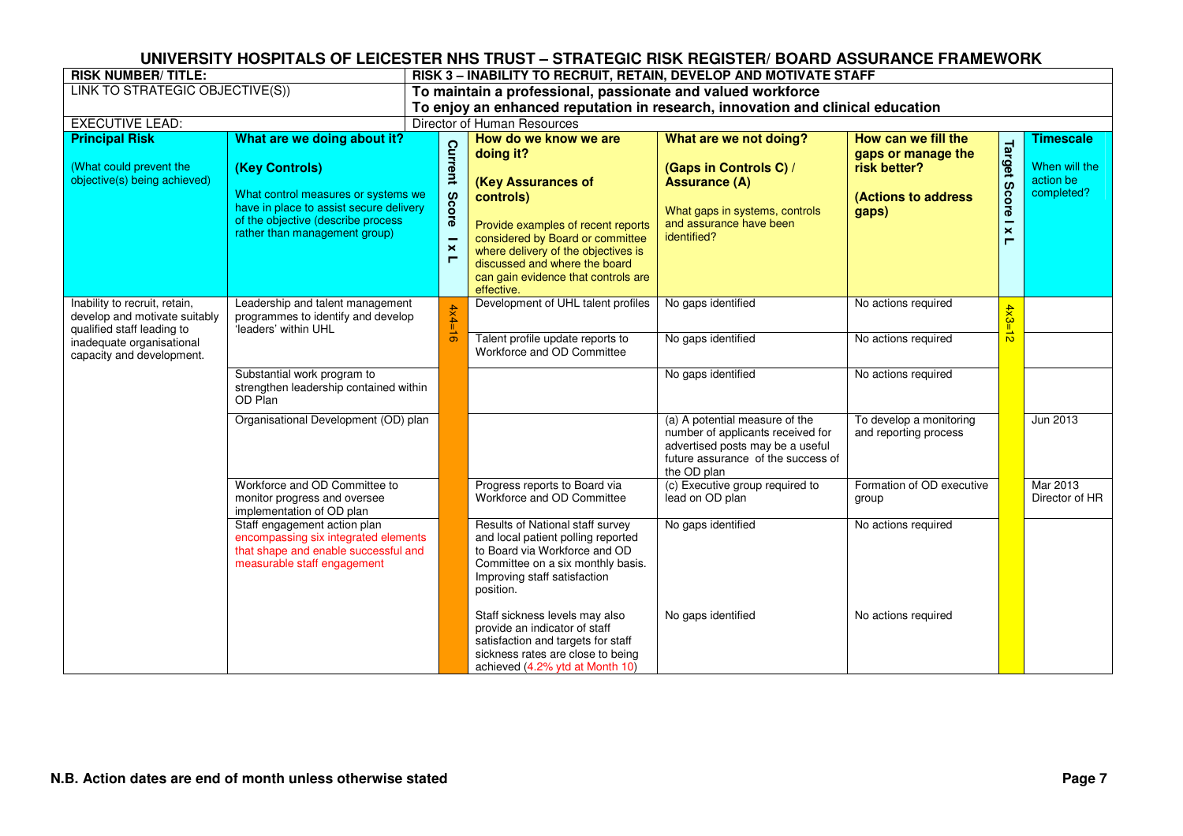# UNIVERSITY HOSPITALS OF LEICESTER NHS TRUST – STRATEGIC RISK REGISTER/ BOARD ASSURANCE FRAMEWORK

| RISK NUMBER/ TITLE: | RISK 3 – INABILITY TO RECRUIT, RETAIN, DEVELOP AND MOTIVATE STAFF |
|---|---|
| LINK TO STRATEGIC OBJECTIVE(S)) | To maintain a professional, passionate and valued workforce<br>To enjoy an enhanced reputation in research, innovation and clinical education |
| EXECUTIVE LEAD: | Director of Human Resources |

| **Principal Risk**<br>(What could prevent the objective(s) being achieved) | **What are we doing about it?**<br>**(Key Controls)**<br>What control measures or systems we have in place to assist secure delivery of the objective (describe process rather than management group) | **Current Score I x L** | **How do we know we are doing it?**<br>**(Key Assurances of controls)**<br>Provide examples of recent reports considered by Board or committee where delivery of the objectives is discussed and where the board can gain evidence that controls are effective. | **What are we not doing?**<br>**(Gaps in Controls C) / Assurance (A)**<br>What gaps in systems, controls and assurance have been identified? | **How can we fill the gaps or manage the risk better?**<br>**(Actions to address gaps)** | **Target Score I x L** | **Timescale**<br>When will the action be completed? |
|---|---|---|---|---|---|---|---|
| Inability to recruit, retain, develop and motivate suitably qualified staff leading to inadequate organisational capacity and development. | Leadership and talent management programmes to identify and develop 'leaders' within UHL | 4x4=16 | Development of UHL talent profiles | No gaps identified | No actions required | 4x3=12 | |
| | | | Talent profile update reports to Workforce and OD Committee | No gaps identified | No actions required | | |
| | Substantial work program to strengthen leadership contained within OD Plan | | | No gaps identified | No actions required | | |
| | Organisational Development (OD) plan | | | (a) A potential measure of the number of applicants received for advertised posts may be a useful future assurance of the success of the OD plan | To develop a monitoring and reporting process | | Jun 2013 |
| | Workforce and OD Committee to monitor progress and oversee implementation of OD plan | | Progress reports to Board via Workforce and OD Committee | (c) Executive group required to lead on OD plan | Formation of OD executive group | | Mar 2013<br>Director of HR |
| | Staff engagement action plan encompassing six integrated elements that shape and enable successful and measurable staff engagement | | Results of National staff survey and local patient polling reported to Board via Workforce and OD Committee on a six monthly basis. Improving staff satisfaction position. | No gaps identified | No actions required | | |
| | | | Staff sickness levels may also provide an indicator of staff satisfaction and targets for staff sickness rates are close to being achieved (4.2% ytd at Month 10) | No gaps identified | No actions required | | |

**N.B. Action dates are end of month unless otherwise stated**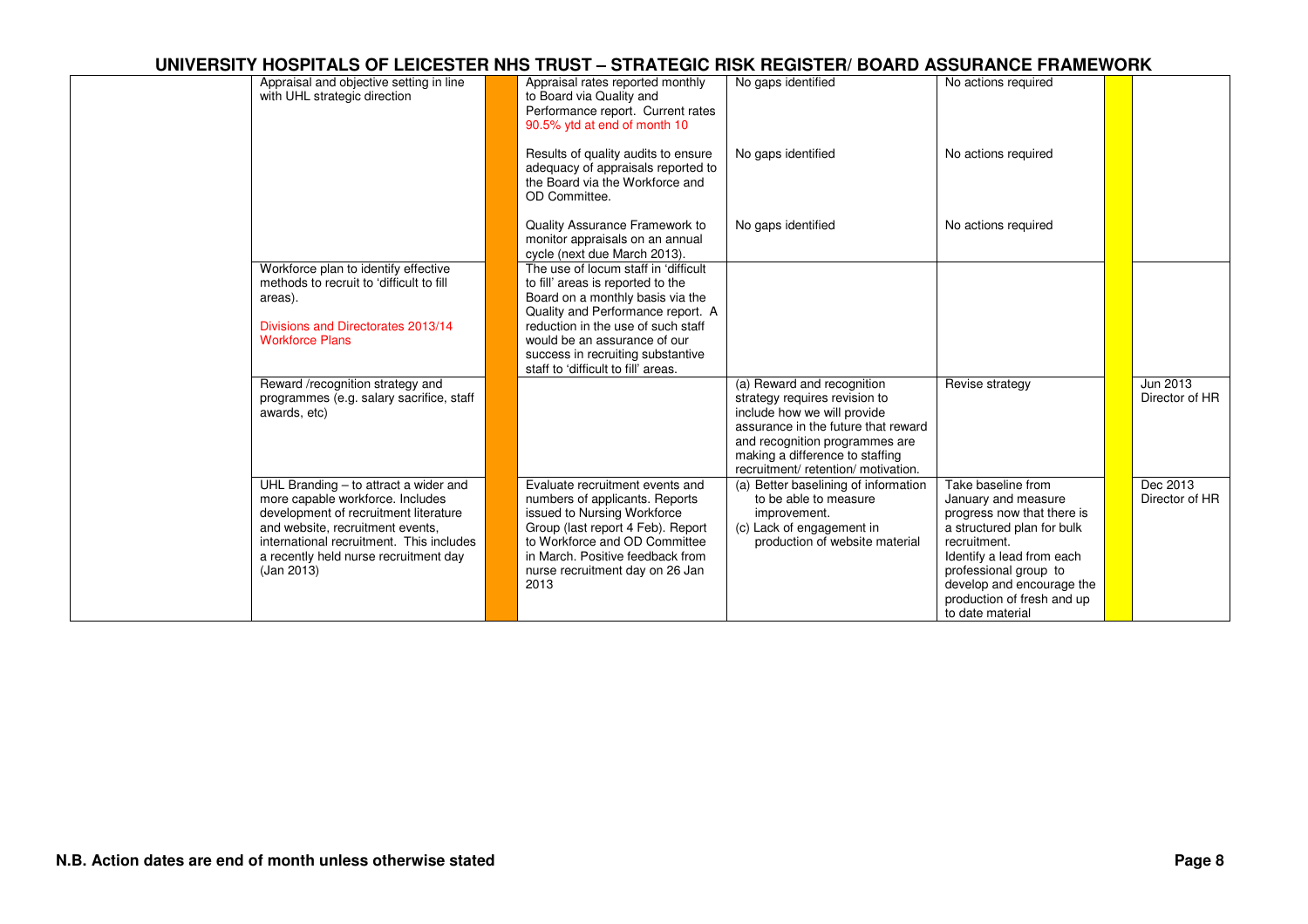# UNIVERSITY HOSPITALS OF LEICESTER NHS TRUST – STRATEGIC RISK REGISTER/ BOARD ASSURANCE FRAMEWORK

| | | | | | | | |
|---|---|---|---|---|---|---|---|
| | Appraisal and objective setting in line with UHL strategic direction | | Appraisal rates reported monthly to Board via Quality and Performance report. Current rates 90.5% ytd at end of month 10 | No gaps identified | No actions required | | |
| | | | Results of quality audits to ensure adequacy of appraisals reported to the Board via the Workforce and OD Committee. | No gaps identified | No actions required | | |
| | | | Quality Assurance Framework to monitor appraisals on an annual cycle (next due March 2013). | No gaps identified | No actions required | | |
| | Workforce plan to identify effective methods to recruit to 'difficult to fill areas).<br><br>Divisions and Directorates 2013/14 Workforce Plans | | The use of locum staff in 'difficult to fill' areas is reported to the Board on a monthly basis via the Quality and Performance report. A reduction in the use of such staff would be an assurance of our success in recruiting substantive staff to 'difficult to fill' areas. | | | | |
| | Reward /recognition strategy and programmes (e.g. salary sacrifice, staff awards, etc) | | | (a) Reward and recognition strategy requires revision to include how we will provide assurance in the future that reward and recognition programmes are making a difference to staffing recruitment/ retention/ motivation. | Revise strategy | | Jun 2013 Director of HR |
| | UHL Branding – to attract a wider and more capable workforce. Includes development of recruitment literature and website, recruitment events, international recruitment. This includes a recently held nurse recruitment day (Jan 2013) | | Evaluate recruitment events and numbers of applicants. Reports issued to Nursing Workforce Group (last report 4 Feb). Report to Workforce and OD Committee in March. Positive feedback from nurse recruitment day on 26 Jan 2013 | (a) Better baselining of information to be able to measure improvement.<br>(c) Lack of engagement in production of website material | Take baseline from January and measure progress now that there is a structured plan for bulk recruitment.<br>Identify a lead from each professional group to develop and encourage the production of fresh and up to date material | | Dec 2013 Director of HR |

**N.B. Action dates are end of month unless otherwise stated**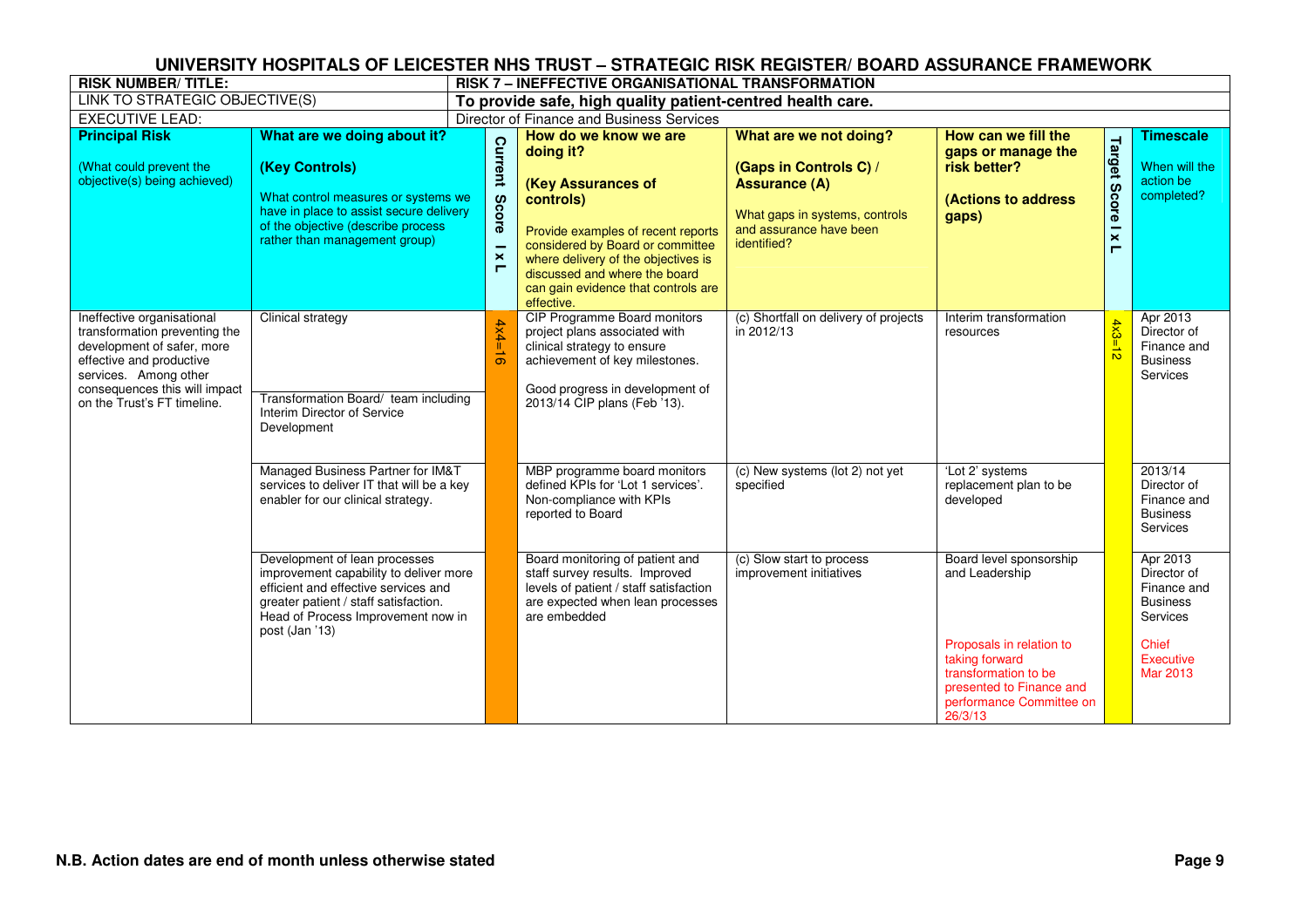# UNIVERSITY HOSPITALS OF LEICESTER NHS TRUST – STRATEGIC RISK REGISTER/ BOARD ASSURANCE FRAMEWORK

| RISK NUMBER/ TITLE: | RISK 7 – INEFFECTIVE ORGANISATIONAL TRANSFORMATION |
|---|---|
| LINK TO STRATEGIC OBJECTIVE(S) | **To provide safe, high quality patient-centred health care.** |
| EXECUTIVE LEAD: | Director of Finance and Business Services |

| **Principal Risk** (What could prevent the objective(s) being achieved) | **What are we doing about it? (Key Controls)** What control measures or systems we have in place to assist secure delivery of the objective (describe process rather than management group) | **Current Score I x L** | **How do we know we are doing it? (Key Assurances of controls)** Provide examples of recent reports considered by Board or committee where delivery of the objectives is discussed and where the board can gain evidence that controls are effective. | **What are we not doing? (Gaps in Controls C) / Assurance (A)** What gaps in systems, controls and assurance have been identified? | **How can we fill the gaps or manage the risk better? (Actions to address gaps)** | **Target Score I x L** | **Timescale** When will the action be completed? |
|---|---|---|---|---|---|---|---|
| Ineffective organisational transformation preventing the development of safer, more effective and productive services. Among other consequences this will impact on the Trust's FT timeline. | Clinical strategy<br><br>Transformation Board/ team including Interim Director of Service Development | 4x4=16 | CIP Programme Board monitors project plans associated with clinical strategy to ensure achievement of key milestones.<br><br>Good progress in development of 2013/14 CIP plans (Feb '13). | (c) Shortfall on delivery of projects in 2012/13 | Interim transformation resources | 4x3=12 | Apr 2013 Director of Finance and Business Services |
| | Managed Business Partner for IM&T services to deliver IT that will be a key enabler for our clinical strategy. | | MBP programme board monitors defined KPIs for 'Lot 1 services'. Non-compliance with KPIs reported to Board | (c) New systems (lot 2) not yet specified | 'Lot 2' systems replacement plan to be developed | | 2013/14 Director of Finance and Business Services |
| | Development of lean processes improvement capability to deliver more efficient and effective services and greater patient / staff satisfaction. Head of Process Improvement now in post (Jan '13) | | Board monitoring of patient and staff survey results. Improved levels of patient / staff satisfaction are expected when lean processes are embedded | (c) Slow start to process improvement initiatives | Board level sponsorship and Leadership<br><br>Proposals in relation to taking forward transformation to be presented to Finance and performance Committee on 26/3/13 | | Apr 2013 Director of Finance and Business Services<br><br>Chief Executive Mar 2013 |

**N.B. Action dates are end of month unless otherwise stated**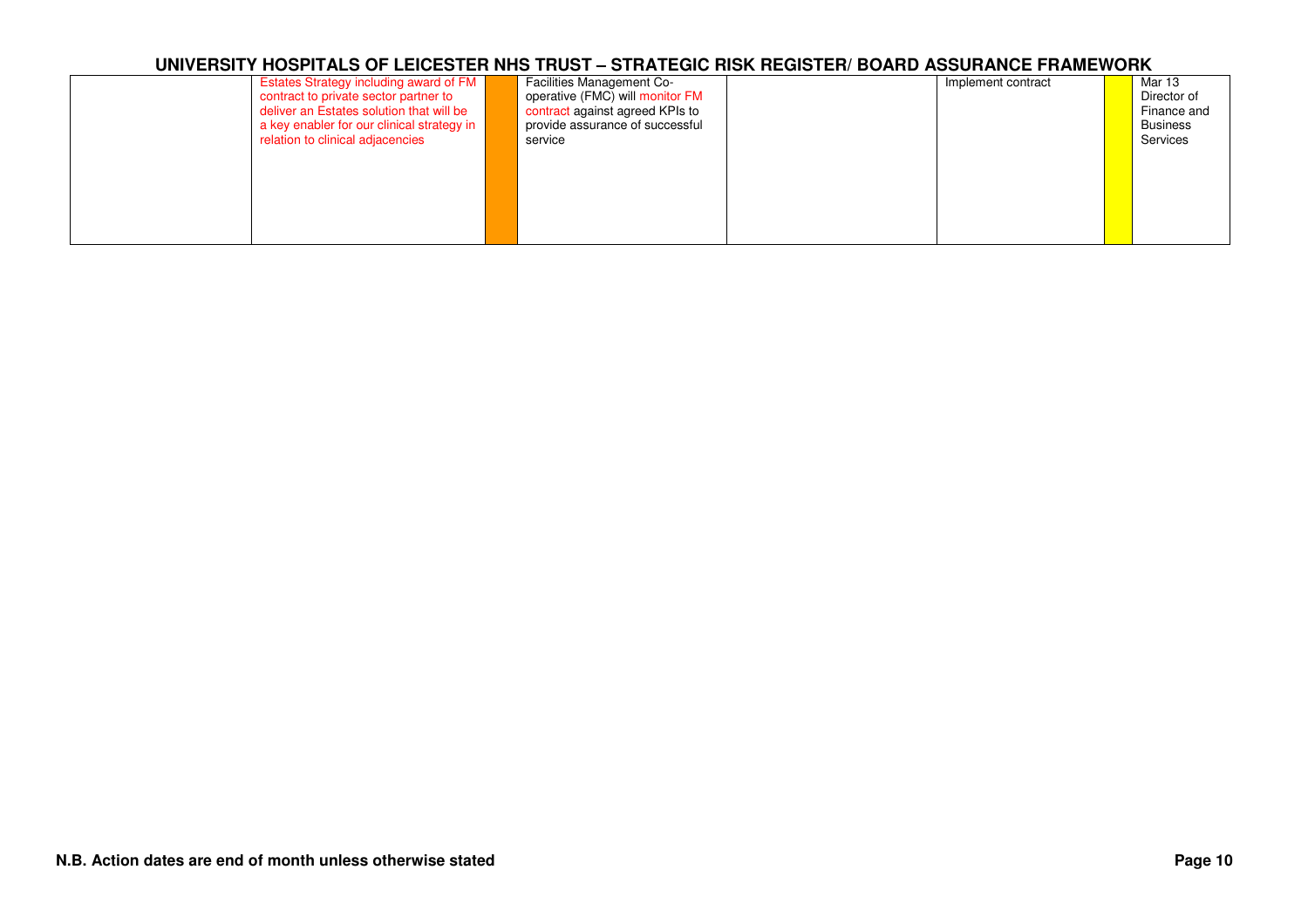| | | | | | | | |
|---|---|---|---|---|---|---|---|
| | Estates Strategy including award of FM contract to private sector partner to deliver an Estates solution that will be a key enabler for our clinical strategy in relation to clinical adjacencies | | Facilities Management Co-operative (FMC) will monitor FM contract against agreed KPIs to provide assurance of successful service | | Implement contract | | Mar 13 Director of Finance and Business Services |

**N.B. Action dates are end of month unless otherwise stated**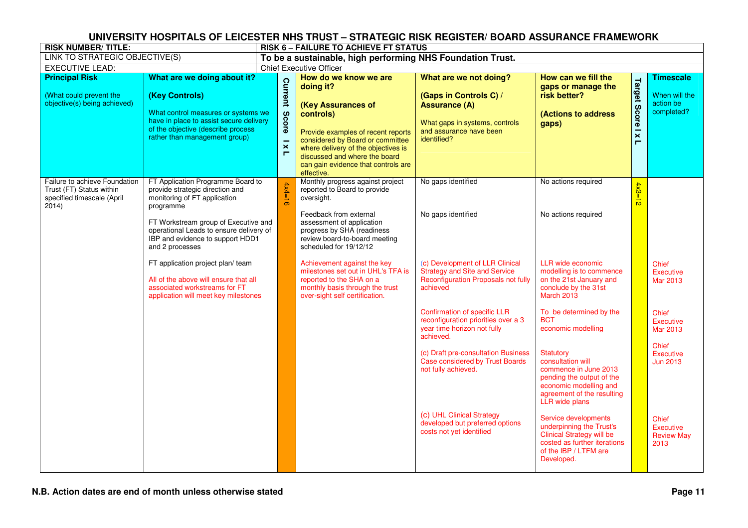# UNIVERSITY HOSPITALS OF LEICESTER NHS TRUST – STRATEGIC RISK REGISTER/ BOARD ASSURANCE FRAMEWORK

| RISK NUMBER/ TITLE: | RISK 6 – FAILURE TO ACHIEVE FT STATUS |
|---|---|
| LINK TO STRATEGIC OBJECTIVE(S) | **To be a sustainable, high performing NHS Foundation Trust.** |
| EXECUTIVE LEAD: | Chief Executive Officer |

| **Principal Risk** (What could prevent the objective(s) being achieved) | **What are we doing about it? (Key Controls)** What control measures or systems we have in place to assist secure delivery of the objective (describe process rather than management group) | **Current Score I x L** | **How do we know we are doing it? (Key Assurances of controls)** Provide examples of recent reports considered by Board or committee where delivery of the objectives is discussed and where the board can gain evidence that controls are effective. | **What are we not doing? (Gaps in Controls C) / Assurance (A)** What gaps in systems, controls and assurance have been identified? | **How can we fill the gaps or manage the risk better? (Actions to address gaps)** | **Target Score I x L** | **Timescale** When will the action be completed? |
|---|---|---|---|---|---|---|---|
| Failure to achieve Foundation Trust (FT) Status within specified timescale (April 2014) | FT Application Programme Board to provide strategic direction and monitoring of FT application programme | 4x4=16 | Monthly progress against project reported to Board to provide oversight. | No gaps identified | No actions required | 4x3=12 | |
| | FT Workstream group of Executive and operational Leads to ensure delivery of IBP and evidence to support HDD1 and 2 processes | | Feedback from external assessment of application progress by SHA (readiness review board-to-board meeting scheduled for 19/12/12 | No gaps identified | No actions required | | |
| | FT application project plan/ team<br><br>All of the above will ensure that all associated workstreams for FT application will meet key milestones | | Achievement against the key milestones set out in UHL's TFA is reported to the SHA on a monthly basis through the trust over-sight self certification. | (c) Development of LLR Clinical Strategy and Site and Service Reconfiguration Proposals not fully achieved | LLR wide economic modelling is to commence on the 21st January and conclude by the 31st March 2013 | | Chief Executive Mar 2013 |
| | | | | Confirmation of specific LLR reconfiguration priorities over a 3 year time horizon not fully achieved. | To be determined by the BCT economic modelling | | Chief Executive Mar 2013 |
| | | | | (c) Draft pre-consultation Business Case considered by Trust Boards not fully achieved. | Statutory consultation will commence in June 2013 pending the output of the economic modelling and agreement of the resulting LLR wide plans | | Chief Executive Jun 2013 |
| | | | | (c) UHL Clinical Strategy developed but preferred options costs not yet identified | Service developments underpinning the Trust's Clinical Strategy will be costed as further iterations of the IBP / LTFM are Developed. | | Chief Executive Review May 2013 |

**N.B. Action dates are end of month unless otherwise stated**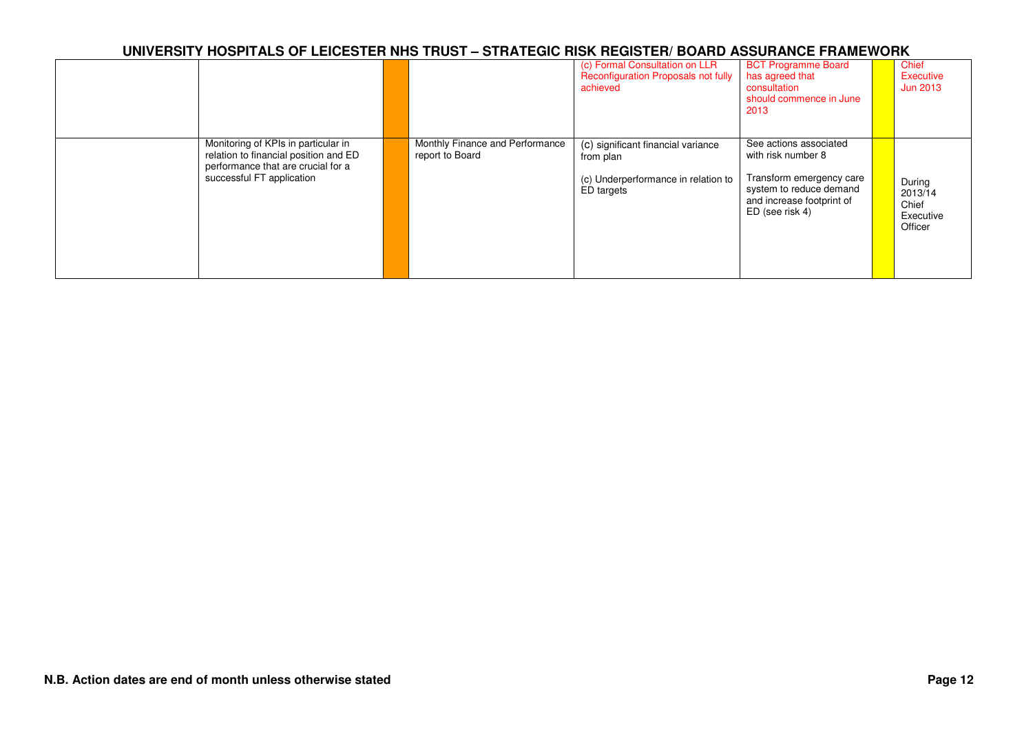# UNIVERSITY HOSPITALS OF LEICESTER NHS TRUST – STRATEGIC RISK REGISTER/ BOARD ASSURANCE FRAMEWORK

| | | | | | | | |
|---|---|---|---|---|---|---|---|
| | | | | (c) Formal Consultation on LLR Reconfiguration Proposals not fully achieved | BCT Programme Board has agreed that consultation should commence in June 2013 | | Chief Executive Jun 2013 |
| | Monitoring of KPIs in particular in relation to financial position and ED performance that are crucial for a successful FT application | | Monthly Finance and Performance report to Board | (c) significant financial variance from plan<br><br>(c) Underperformance in relation to ED targets | See actions associated with risk number 8<br><br>Transform emergency care system to reduce demand and increase footprint of ED (see risk 4) | | During 2013/14 Chief Executive Officer |

**N.B. Action dates are end of month unless otherwise stated**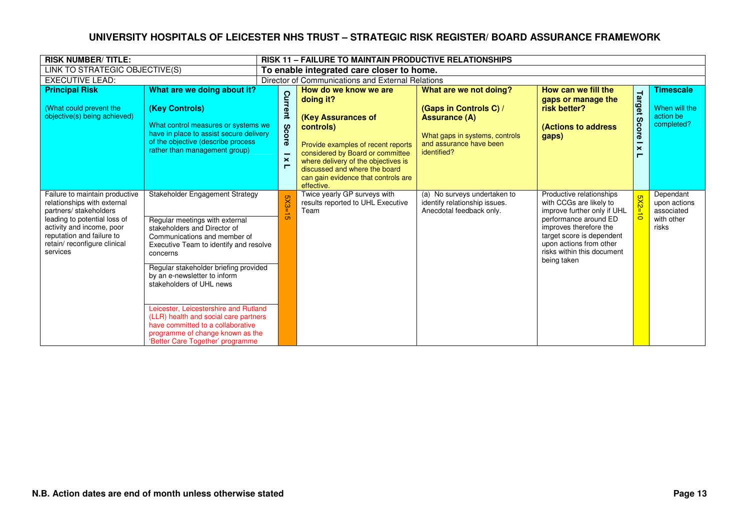# UNIVERSITY HOSPITALS OF LEICESTER NHS TRUST – STRATEGIC RISK REGISTER/ BOARD ASSURANCE FRAMEWORK

| **RISK NUMBER/ TITLE:** | **RISK 11 – FAILURE TO MAINTAIN PRODUCTIVE RELATIONSHIPS** | | | | | | |
|---|---|---|---|---|---|---|---|
| LINK TO STRATEGIC OBJECTIVE(S) | **To enable integrated care closer to home.** | | | | | | |
| EXECUTIVE LEAD: | Director of Communications and External Relations | | | | | | |
| **Principal Risk** (What could prevent the objective(s) being achieved) | **What are we doing about it? (Key Controls)** What control measures or systems we have in place to assist secure delivery of the objective (describe process rather than management group) | **Current Score I x L** | **How do we know we are doing it? (Key Assurances of controls)** Provide examples of recent reports considered by Board or committee where delivery of the objectives is discussed and where the board can gain evidence that controls are effective. | **What are we not doing? (Gaps in Controls C) / Assurance (A)** What gaps in systems, controls and assurance have been identified? | **How can we fill the gaps or manage the risk better? (Actions to address gaps)** | **Target Score I x L** | **Timescale** When will the action be completed? |
| Failure to maintain productive relationships with external partners/ stakeholders leading to potential loss of activity and income, poor reputation and failure to retain/ reconfigure clinical services | Stakeholder Engagement Strategy<br><br>Regular meetings with external stakeholders and Director of Communications and member of Executive Team to identify and resolve concerns<br><br>Regular stakeholder briefing provided by an e-newsletter to inform stakeholders of UHL news<br><br>Leicester, Leicestershire and Rutland (LLR) health and social care partners have committed to a collaborative programme of change known as the 'Better Care Together' programme | 5X3=15 | Twice yearly GP surveys with results reported to UHL Executive Team | (a) No surveys undertaken to identify relationship issues. Anecdotal feedback only. | Productive relationships with CCGs are likely to improve further only if UHL performance around ED improves therefore the target score is dependent upon actions from other risks within this document being taken | 5X2=10 | Dependant upon actions associated with other risks |

**N.B. Action dates are end of month unless otherwise stated**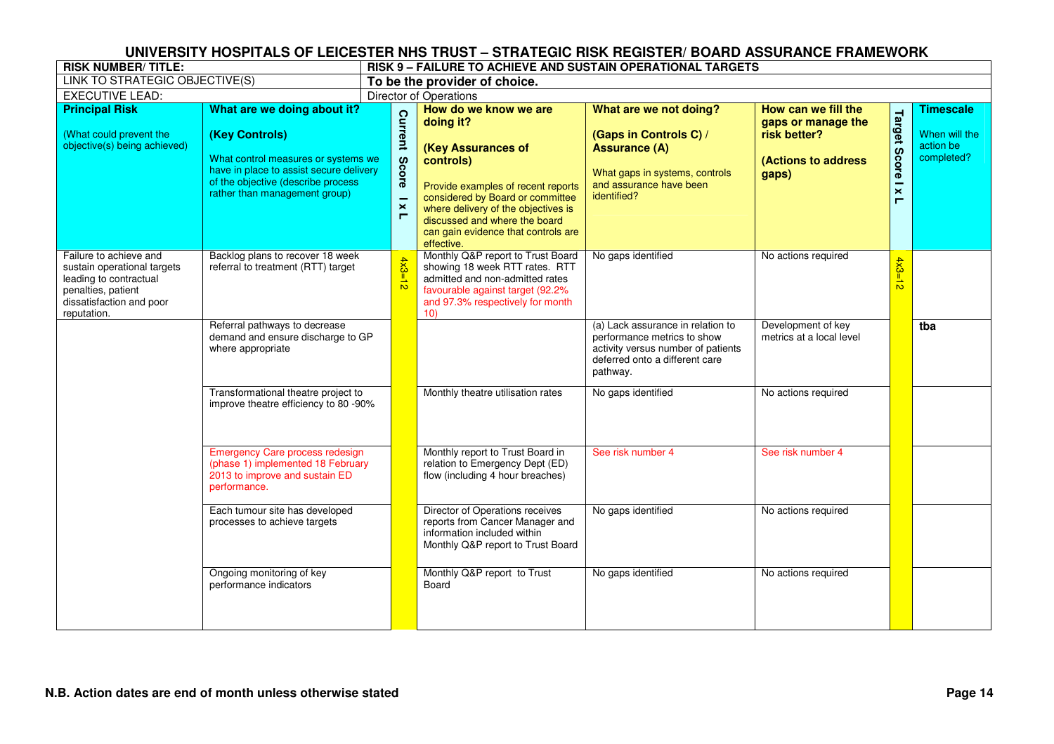# UNIVERSITY HOSPITALS OF LEICESTER NHS TRUST – STRATEGIC RISK REGISTER/ BOARD ASSURANCE FRAMEWORK

| RISK NUMBER/ TITLE: | RISK 9 – FAILURE TO ACHIEVE AND SUSTAIN OPERATIONAL TARGETS | | | | | | |
|---|---|---|---|---|---|---|---|
| LINK TO STRATEGIC OBJECTIVE(S) | **To be the provider of choice.** | | | | | | |
| EXECUTIVE LEAD: | Director of Operations | | | | | | |
| **Principal Risk** (What could prevent the objective(s) being achieved) | **What are we doing about it? (Key Controls)** What control measures or systems we have in place to assist secure delivery of the objective (describe process rather than management group) | **Current Score I x L** | **How do we know we are doing it? (Key Assurances of controls)** Provide examples of recent reports considered by Board or committee where delivery of the objectives is discussed and where the board can gain evidence that controls are effective. | **What are we not doing? (Gaps in Controls C) / Assurance (A)** What gaps in systems, controls and assurance have been identified? | **How can we fill the gaps or manage the risk better? (Actions to address gaps)** | **Target Score I x L** | **Timescale** When will the action be completed? |
| Failure to achieve and sustain operational targets leading to contractual penalties, patient dissatisfaction and poor reputation. | Backlog plans to recover 18 week referral to treatment (RTT) target | 4x3=12 | Monthly Q&P report to Trust Board showing 18 week RTT rates. RTT admitted and non-admitted rates favourable against target (92.2% and 97.3% respectively for month 10) | No gaps identified | No actions required | 4x3=12 | |
| | Referral pathways to decrease demand and ensure discharge to GP where appropriate | | | (a) Lack assurance in relation to performance metrics to show activity versus number of patients deferred onto a different care pathway. | Development of key metrics at a local level | | **tba** |
| | Transformational theatre project to improve theatre efficiency to 80 -90% | | Monthly theatre utilisation rates | No gaps identified | No actions required | | |
| | Emergency Care process redesign (phase 1) implemented 18 February 2013 to improve and sustain ED performance. | | Monthly report to Trust Board in relation to Emergency Dept (ED) flow (including 4 hour breaches) | See risk number 4 | See risk number 4 | | |
| | Each tumour site has developed processes to achieve targets | | Director of Operations receives reports from Cancer Manager and information included within Monthly Q&P report to Trust Board | No gaps identified | No actions required | | |
| | Ongoing monitoring of key performance indicators | | Monthly Q&P report to Trust Board | No gaps identified | No actions required | | |

**N.B. Action dates are end of month unless otherwise stated**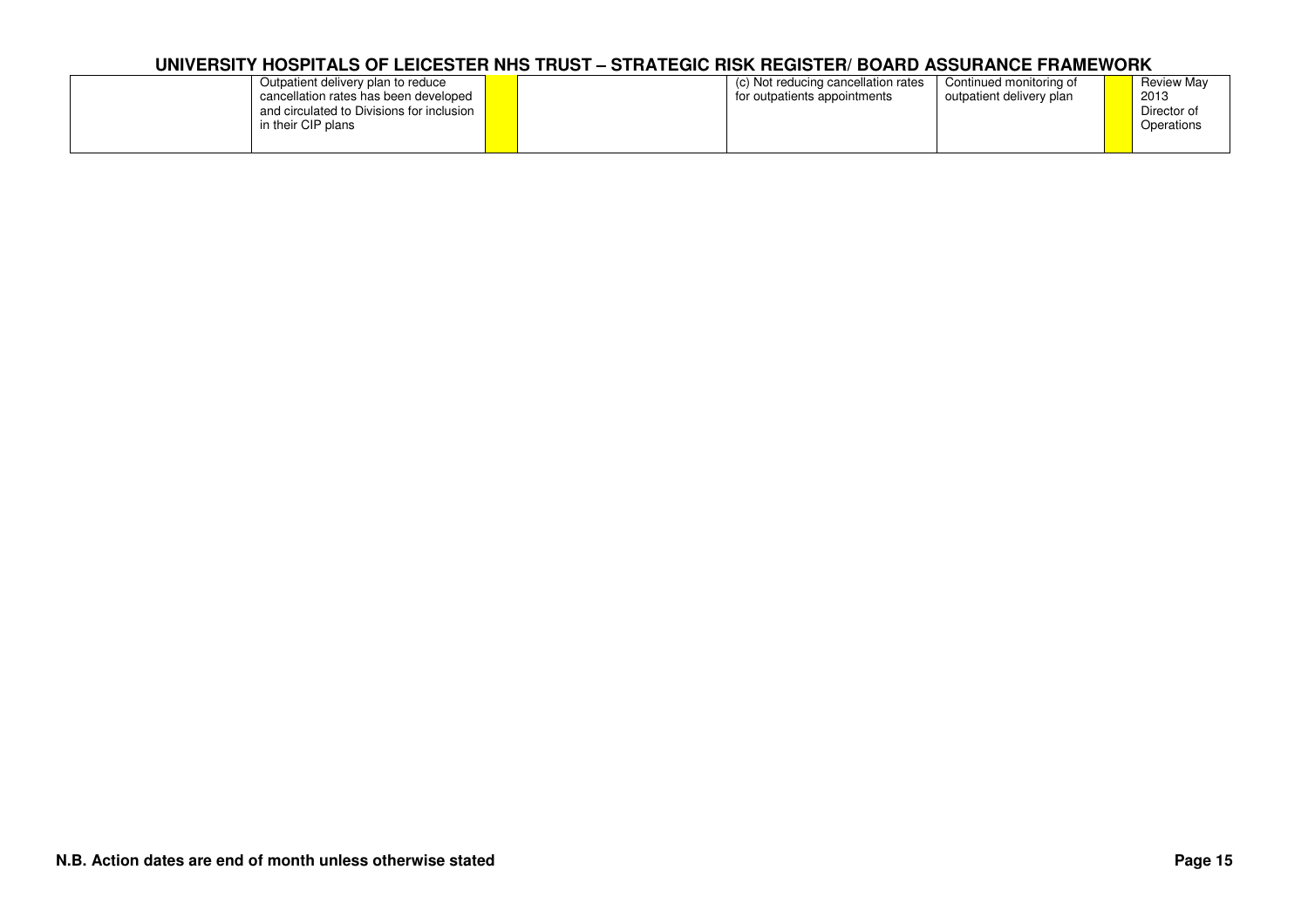| | | | | | | | |
|---|---|---|---|---|---|---|---|
| | Outpatient delivery plan to reduce cancellation rates has been developed and circulated to Divisions for inclusion in their CIP plans | | | (c) Not reducing cancellation rates for outpatients appointments | Continued monitoring of outpatient delivery plan | | Review May 2013 Director of Operations |

N.B. Action dates are end of month unless otherwise stated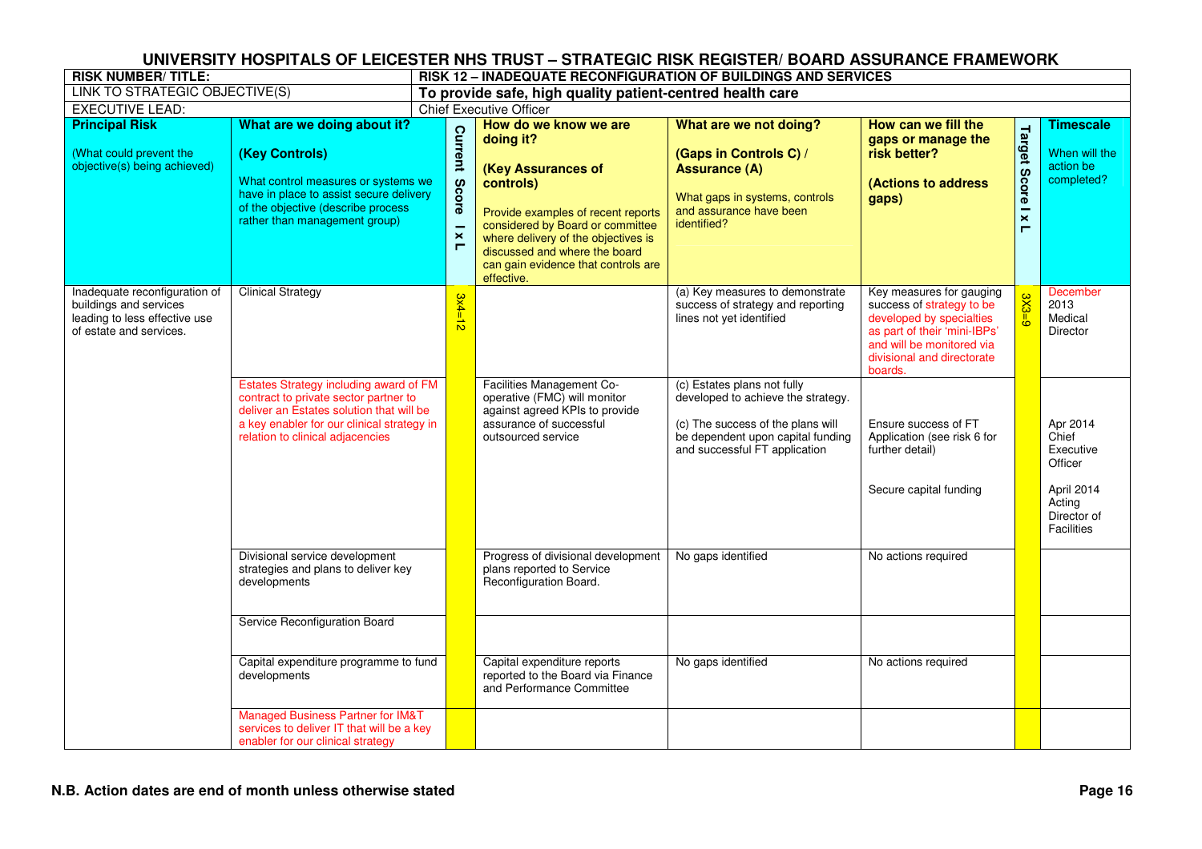# UNIVERSITY HOSPITALS OF LEICESTER NHS TRUST – STRATEGIC RISK REGISTER/ BOARD ASSURANCE FRAMEWORK

| RISK NUMBER/ TITLE: | RISK 12 – INADEQUATE RECONFIGURATION OF BUILDINGS AND SERVICES |
|---|---|
| LINK TO STRATEGIC OBJECTIVE(S) | To provide safe, high quality patient-centred health care |
| EXECUTIVE LEAD: | Chief Executive Officer |

| Principal Risk (What could prevent the objective(s) being achieved) | What are we doing about it? (Key Controls) What control measures or systems we have in place to assist secure delivery of the objective (describe process rather than management group) | Current Score I x L | How do we know we are doing it? (Key Assurances of controls) Provide examples of recent reports considered by Board or committee where delivery of the objectives is discussed and where the board can gain evidence that controls are effective. | What are we not doing? (Gaps in Controls C) / Assurance (A) What gaps in systems, controls and assurance have been identified? | How can we fill the gaps or manage the risk better? (Actions to address gaps) | Target Score I x L | Timescale When will the action be completed? |
|---|---|---|---|---|---|---|---|
| Inadequate reconfiguration of buildings and services leading to less effective use of estate and services. | Clinical Strategy | 3x4=12 | | (a) Key measures to demonstrate success of strategy and reporting lines not yet identified | Key measures for gauging success of strategy to be developed by specialties as part of their 'mini-IBPs' and will be monitored via divisional and directorate boards. | 3X3=9 | December 2013 Medical Director |
| | Estates Strategy including award of FM contract to private sector partner to deliver an Estates solution that will be a key enabler for our clinical strategy in relation to clinical adjacencies | | Facilities Management Co-operative (FMC) will monitor against agreed KPIs to provide assurance of successful outsourced service | (c) Estates plans not fully developed to achieve the strategy.<br><br>(c) The success of the plans will be dependent upon capital funding and successful FT application | Ensure success of FT Application (see risk 6 for further detail)<br><br>Secure capital funding | | Apr 2014 Chief Executive Officer<br><br>April 2014 Acting Director of Facilities |
| | Divisional service development strategies and plans to deliver key developments | | Progress of divisional development plans reported to Service Reconfiguration Board. | No gaps identified | No actions required | | |
| | Service Reconfiguration Board | | | | | | |
| | Capital expenditure programme to fund developments | | Capital expenditure reports reported to the Board via Finance and Performance Committee | No gaps identified | No actions required | | |
| | Managed Business Partner for IM&T services to deliver IT that will be a key enabler for our clinical strategy | | | | | | |

**N.B. Action dates are end of month unless otherwise stated**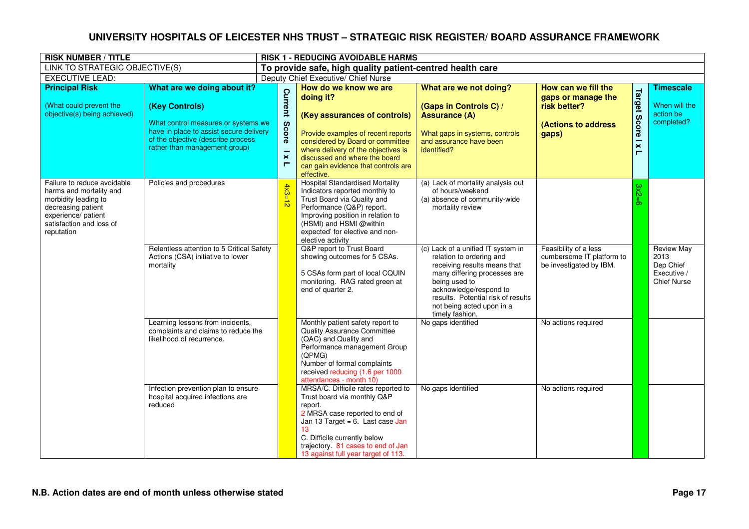# UNIVERSITY HOSPITALS OF LEICESTER NHS TRUST – STRATEGIC RISK REGISTER/ BOARD ASSURANCE FRAMEWORK

| RISK NUMBER / TITLE | | RISK 1 - REDUCING AVOIDABLE HARMS | | | | |
|---|---|---|---|---|---|---|
| LINK TO STRATEGIC OBJECTIVE(S) | | **To provide safe, high quality patient-centred health care** | | | | |
| EXECUTIVE LEAD: | | Deputy Chief Executive/ Chief Nurse | | | | |

| **Principal Risk** (What could prevent the objective(s) being achieved) | **What are we doing about it?** **(Key Controls)** What control measures or systems we have in place to assist secure delivery of the objective (describe process rather than management group) | **Current Score I x L** | **How do we know we are doing it?** **(Key assurances of controls)** Provide examples of recent reports considered by Board or committee where delivery of the objectives is discussed and where the board can gain evidence that controls are effective. | **What are we not doing?** **(Gaps in Controls C) / Assurance (A)** What gaps in systems, controls and assurance have been identified? | **How can we fill the gaps or manage the risk better?** **(Actions to address gaps)** | **Target Score I x L** | **Timescale** When will the action be completed? |
|---|---|---|---|---|---|---|---|
| Failure to reduce avoidable harms and mortality and morbidity leading to decreasing patient experience/ patient satisfaction and loss of reputation | Policies and procedures | 4x3=12 | Hospital Standardised Mortality Indicators reported monthly to Trust Board via Quality and Performance (Q&P) report. Improving position in relation to (HSMI) and HSMI @within expected' for elective and non-elective activity | (a) Lack of mortality analysis out of hours/weekend<br>(a) absence of community-wide mortality review | | 3x2=6 | |
| | Relentless attention to 5 Critical Safety Actions (CSA) initiative to lower mortality | | Q&P report to Trust Board showing outcomes for 5 CSAs.<br><br>5 CSAs form part of local CQUIN monitoring. RAG rated green at end of quarter 2. | (c) Lack of a unified IT system in relation to ordering and receiving results means that many differing processes are being used to acknowledge/respond to results. Potential risk of results not being acted upon in a timely fashion. | Feasibility of a less cumbersome IT platform to be investigated by IBM. | | Review May 2013 Dep Chief Executive / Chief Nurse |
| | Learning lessons from incidents, complaints and claims to reduce the likelihood of recurrence. | | Monthly patient safety report to Quality Assurance Committee (QAC) and Quality and Performance management Group (QPMG)<br>Number of formal complaints received reducing (1.6 per 1000 attendances - month 10) | No gaps identified | No actions required | | |
| | Infection prevention plan to ensure hospital acquired infections are reduced | | MRSA/C. Difficile rates reported to Trust board via monthly Q&P report.<br>2 MRSA case reported to end of Jan 13 Target = 6. Last case Jan 13<br>C. Difficile currently below trajectory. 81 cases to end of Jan 13 against full year target of 113. | No gaps identified | No actions required | | |

**N.B. Action dates are end of month unless otherwise stated**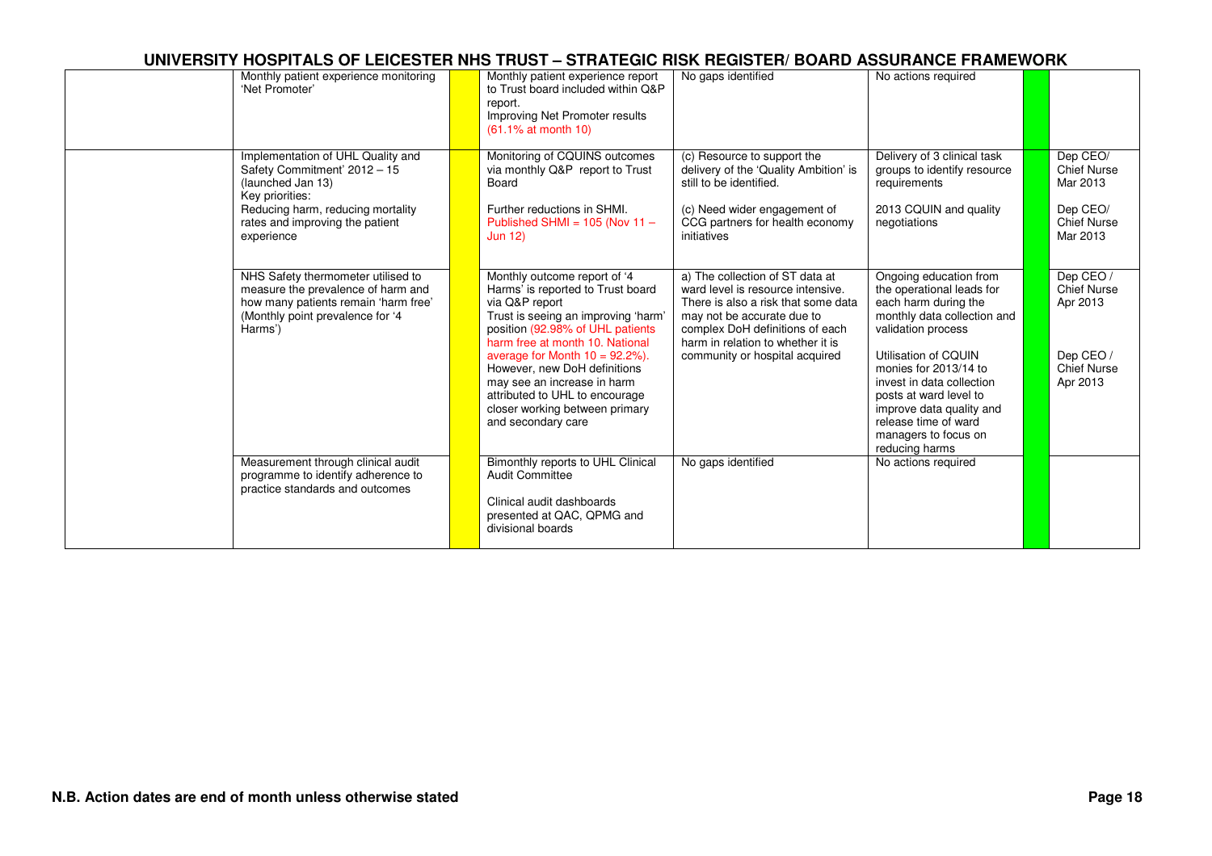# UNIVERSITY HOSPITALS OF LEICESTER NHS TRUST – STRATEGIC RISK REGISTER/ BOARD ASSURANCE FRAMEWORK

| | | | | | | | |
|---|---|---|---|---|---|---|---|
| | Monthly patient experience monitoring 'Net Promoter' | | Monthly patient experience report to Trust board included within Q&P report.<br>Improving Net Promoter results (61.1% at month 10) | No gaps identified | No actions required | | |
| | Implementation of UHL Quality and Safety Commitment' 2012 – 15 (launched Jan 13)<br>Key priorities:<br>Reducing harm, reducing mortality rates and improving the patient experience | | Monitoring of CQUINS outcomes via monthly Q&P report to Trust Board<br><br>Further reductions in SHMI. Published SHMI = 105 (Nov 11 – Jun 12) | (c) Resource to support the delivery of the 'Quality Ambition' is still to be identified.<br><br>(c) Need wider engagement of CCG partners for health economy initiatives | Delivery of 3 clinical task groups to identify resource requirements<br><br>2013 CQUIN and quality negotiations | | Dep CEO/ Chief Nurse Mar 2013<br><br>Dep CEO/ Chief Nurse Mar 2013 |
| | NHS Safety thermometer utilised to measure the prevalence of harm and how many patients remain 'harm free' (Monthly point prevalence for '4 Harms') | | Monthly outcome report of '4 Harms' is reported to Trust board via Q&P report<br>Trust is seeing an improving 'harm' position (92.98% of UHL patients harm free at month 10. National average for Month 10 = 92.2%). However, new DoH definitions may see an increase in harm attributed to UHL to encourage closer working between primary and secondary care | a) The collection of ST data at ward level is resource intensive. There is also a risk that some data may not be accurate due to complex DoH definitions of each harm in relation to whether it is community or hospital acquired | Ongoing education from the operational leads for each harm during the monthly data collection and validation process<br><br>Utilisation of CQUIN monies for 2013/14 to invest in data collection posts at ward level to improve data quality and release time of ward managers to focus on reducing harms | | Dep CEO / Chief Nurse Apr 2013<br><br>Dep CEO / Chief Nurse Apr 2013 |
| | Measurement through clinical audit programme to identify adherence to practice standards and outcomes | | Bimonthly reports to UHL Clinical Audit Committee<br><br>Clinical audit dashboards presented at QAC, QPMG and divisional boards | No gaps identified | No actions required | | |

**N.B. Action dates are end of month unless otherwise stated**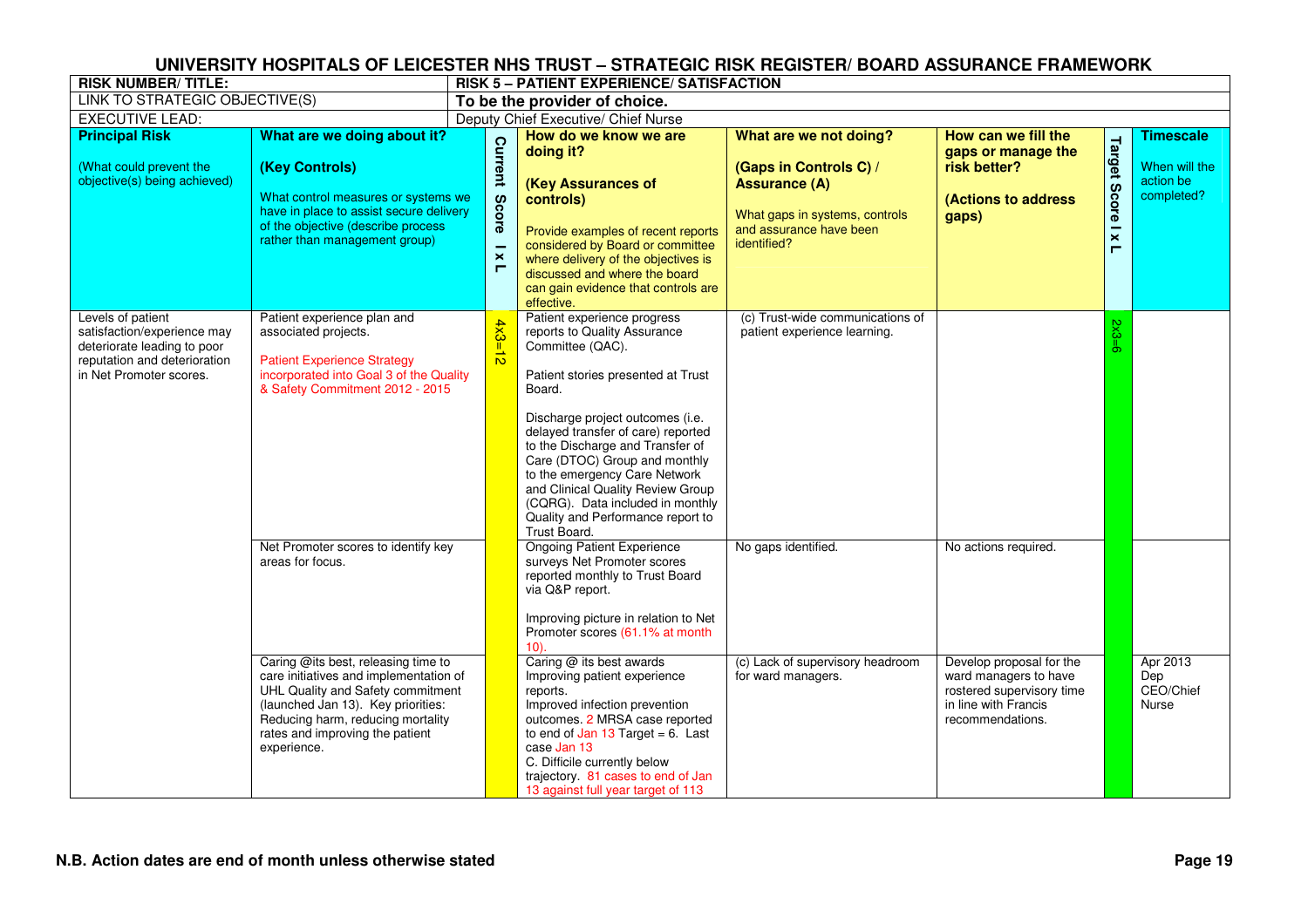# UNIVERSITY HOSPITALS OF LEICESTER NHS TRUST – STRATEGIC RISK REGISTER/ BOARD ASSURANCE FRAMEWORK

| RISK NUMBER/ TITLE: | RISK 5 – PATIENT EXPERIENCE/ SATISFACTION |
|---|---|
| LINK TO STRATEGIC OBJECTIVE(S) | **To be the provider of choice.** |
| EXECUTIVE LEAD: | Deputy Chief Executive/ Chief Nurse |

| **Principal Risk** (What could prevent the objective(s) being achieved) | **What are we doing about it? (Key Controls)** What control measures or systems we have in place to assist secure delivery of the objective (describe process rather than management group) | **Current Score I x L** | **How do we know we are doing it? (Key Assurances of controls)** Provide examples of recent reports considered by Board or committee where delivery of the objectives is discussed and where the board can gain evidence that controls are effective. | **What are we not doing? (Gaps in Controls C) / Assurance (A)** What gaps in systems, controls and assurance have been identified? | **How can we fill the gaps or manage the risk better? (Actions to address gaps)** | **Target Score I x L** | **Timescale** When will the action be completed? |
|---|---|---|---|---|---|---|---|
| Levels of patient satisfaction/experience may deteriorate leading to poor reputation and deterioration in Net Promoter scores. | Patient experience plan and associated projects.<br><br>Patient Experience Strategy incorporated into Goal 3 of the Quality & Safety Commitment 2012 - 2015 | 4x3=12 | Patient experience progress reports to Quality Assurance Committee (QAC).<br><br>Patient stories presented at Trust Board.<br><br>Discharge project outcomes (i.e. delayed transfer of care) reported to the Discharge and Transfer of Care (DTOC) Group and monthly to the emergency Care Network and Clinical Quality Review Group (CQRG). Data included in monthly Quality and Performance report to Trust Board. | (c) Trust-wide communications of patient experience learning. | | 2x3=6 | |
| | Net Promoter scores to identify key areas for focus. | | Ongoing Patient Experience surveys Net Promoter scores reported monthly to Trust Board via Q&P report.<br><br>Improving picture in relation to Net Promoter scores (61.1% at month 10). | No gaps identified. | No actions required. | | |
| | Caring @its best, releasing time to care initiatives and implementation of UHL Quality and Safety commitment (launched Jan 13). Key priorities: Reducing harm, reducing mortality rates and improving the patient experience. | | Caring @ its best awards Improving patient experience reports.<br>Improved infection prevention outcomes. 2 MRSA case reported to end of Jan 13 Target = 6. Last case Jan 13<br>C. Difficile currently below trajectory. 81 cases to end of Jan 13 against full year target of 113 | (c) Lack of supervisory headroom for ward managers. | Develop proposal for the ward managers to have rostered supervisory time in line with Francis recommendations. | | Apr 2013 Dep CEO/Chief Nurse |

**N.B. Action dates are end of month unless otherwise stated**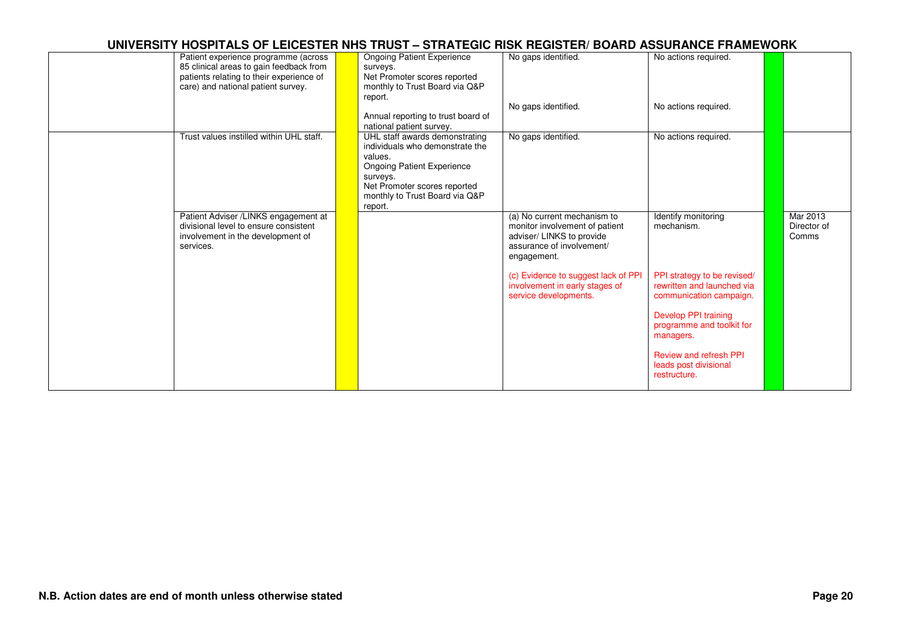# UNIVERSITY HOSPITALS OF LEICESTER NHS TRUST – STRATEGIC RISK REGISTER/ BOARD ASSURANCE FRAMEWORK

| | | | | | | | |
|---|---|---|---|---|---|---|---|
| | Patient experience programme (across 85 clinical areas to gain feedback from patients relating to their experience of care) and national patient survey. | | Ongoing Patient Experience surveys. Net Promoter scores reported monthly to Trust Board via Q&P report. Annual reporting to trust board of national patient survey. | No gaps identified. No gaps identified. | No actions required. No actions required. | | |
| | Trust values instilled within UHL staff. | | UHL staff awards demonstrating individuals who demonstrate the values. Ongoing Patient Experience surveys. Net Promoter scores reported monthly to Trust Board via Q&P report. | No gaps identified. | No actions required. | | |
| | Patient Adviser /LINKS engagement at divisional level to ensure consistent involvement in the development of services. | | | (a) No current mechanism to monitor involvement of patient adviser/ LINKS to provide assurance of involvement/ engagement. (c) Evidence to suggest lack of PPI involvement in early stages of service developments. | Identify monitoring mechanism. PPI strategy to be revised/ rewritten and launched via communication campaign. Develop PPI training programme and toolkit for managers. Review and refresh PPI leads post divisional restructure. | | Mar 2013 Director of Comms |

**N.B. Action dates are end of month unless otherwise stated**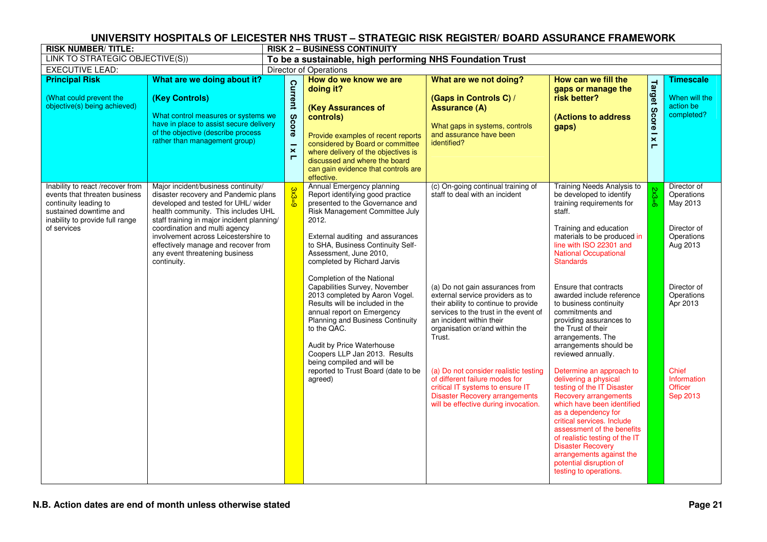# UNIVERSITY HOSPITALS OF LEICESTER NHS TRUST – STRATEGIC RISK REGISTER/ BOARD ASSURANCE FRAMEWORK

| RISK NUMBER/ TITLE: | RISK 2 – BUSINESS CONTINUITY |
|---|---|
| LINK TO STRATEGIC OBJECTIVE(S)) | **To be a sustainable, high performing NHS Foundation Trust** |
| EXECUTIVE LEAD: | Director of Operations |

| **Principal Risk** (What could prevent the objective(s) being achieved) | **What are we doing about it?** **(Key Controls)** What control measures or systems we have in place to assist secure delivery of the objective (describe process rather than management group) | **Current Score I x L** | **How do we know we are doing it?** **(Key Assurances of controls)** Provide examples of recent reports considered by Board or committee where delivery of the objectives is discussed and where the board can gain evidence that controls are effective. | **What are we not doing?** **(Gaps in Controls C) / Assurance (A)** What gaps in systems, controls and assurance have been identified? | **How can we fill the gaps or manage the risk better?** **(Actions to address gaps)** | **Target Score I x L** | **Timescale** When will the action be completed? |
|---|---|---|---|---|---|---|---|
| Inability to react /recover from events that threaten business continuity leading to sustained downtime and inability to provide full range of services | Major incident/business continuity/ disaster recovery and Pandemic plans developed and tested for UHL/ wider health community. This includes UHL staff training in major incident planning/ coordination and multi agency involvement across Leicestershire to effectively manage and recover from any event threatening business continuity. | 3x3=9 | Annual Emergency planning Report identifying good practice presented to the Governance and Risk Management Committee July 2012. | (c) On-going continual training of staff to deal with an incident | Training Needs Analysis to be developed to identify training requirements for staff. | 2x3=6 | Director of Operations May 2013 |
| | | | External auditing and assurances to SHA, Business Continuity Self-Assessment, June 2010, completed by Richard Jarvis | | Training and education materials to be produced in line with ISO 22301 and National Occupational Standards | | Director of Operations Aug 2013 |
| | | | Completion of the National Capabilities Survey, November 2013 completed by Aaron Vogel. Results will be included in the annual report on Emergency Planning and Business Continuity to the QAC. | (a) Do not gain assurances from external service providers as to their ability to continue to provide services to the trust in the event of an incident within their organisation or/and within the Trust. | Ensure that contracts awarded include reference to business continuity commitments and providing assurances to the Trust of their arrangements. The arrangements should be reviewed annually. | | Director of Operations Apr 2013 |
| | | | Audit by Price Waterhouse Coopers LLP Jan 2013. Results being compiled and will be reported to Trust Board (date to be agreed) | (a) Do not consider realistic testing of different failure modes for critical IT systems to ensure IT Disaster Recovery arrangements will be effective during invocation. | Determine an approach to delivering a physical testing of the IT Disaster Recovery arrangements which have been identified as a dependency for critical services. Include assessment of the benefits of realistic testing of the IT Disaster Recovery arrangements against the potential disruption of testing to operations. | | Chief Information Officer Sep 2013 |

**N.B. Action dates are end of month unless otherwise stated**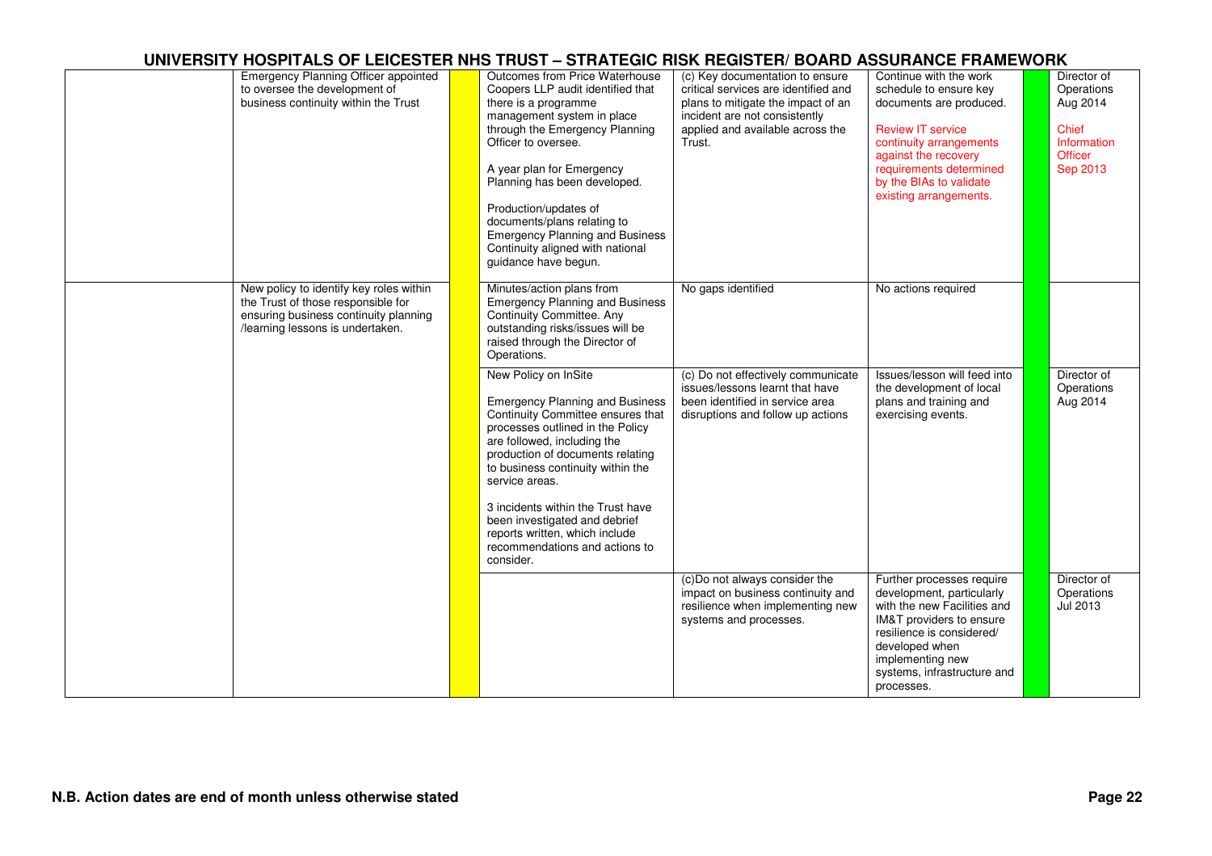# UNIVERSITY HOSPITALS OF LEICESTER NHS TRUST – STRATEGIC RISK REGISTER/ BOARD ASSURANCE FRAMEWORK

| | | | | | | | |
|---|---|---|---|---|---|---|---|
| | Emergency Planning Officer appointed to oversee the development of business continuity within the Trust | | Outcomes from Price Waterhouse Coopers LLP audit identified that there is a programme management system in place through the Emergency Planning Officer to oversee.<br><br>A year plan for Emergency Planning has been developed.<br><br>Production/updates of documents/plans relating to Emergency Planning and Business Continuity aligned with national guidance have begun. | (c) Key documentation to ensure critical services are identified and plans to mitigate the impact of an incident are not consistently applied and available across the Trust. | Continue with the work schedule to ensure key documents are produced.<br><br>Review IT service continuity arrangements against the recovery requirements determined by the BIAs to validate existing arrangements. | | Director of Operations Aug 2014<br><br>Chief Information Officer Sep 2013 |
| | New policy to identify key roles within the Trust of those responsible for ensuring business continuity planning /learning lessons is undertaken. | | Minutes/action plans from Emergency Planning and Business Continuity Committee. Any outstanding risks/issues will be raised through the Director of Operations. | No gaps identified | No actions required | | |
| | | | New Policy on InSite<br><br>Emergency Planning and Business Continuity Committee ensures that processes outlined in the Policy are followed, including the production of documents relating to business continuity within the service areas.<br><br>3 incidents within the Trust have been investigated and debrief reports written, which include recommendations and actions to consider. | (c) Do not effectively communicate issues/lessons learnt that have been identified in service area disruptions and follow up actions | Issues/lesson will feed into the development of local plans and training and exercising events. | | Director of Operations Aug 2014 |
| | | | | (c)Do not always consider the impact on business continuity and resilience when implementing new systems and processes. | Further processes require development, particularly with the new Facilities and IM&T providers to ensure resilience is considered/ developed when implementing new systems, infrastructure and processes. | | Director of Operations Jul 2013 |

**N.B. Action dates are end of month unless otherwise stated**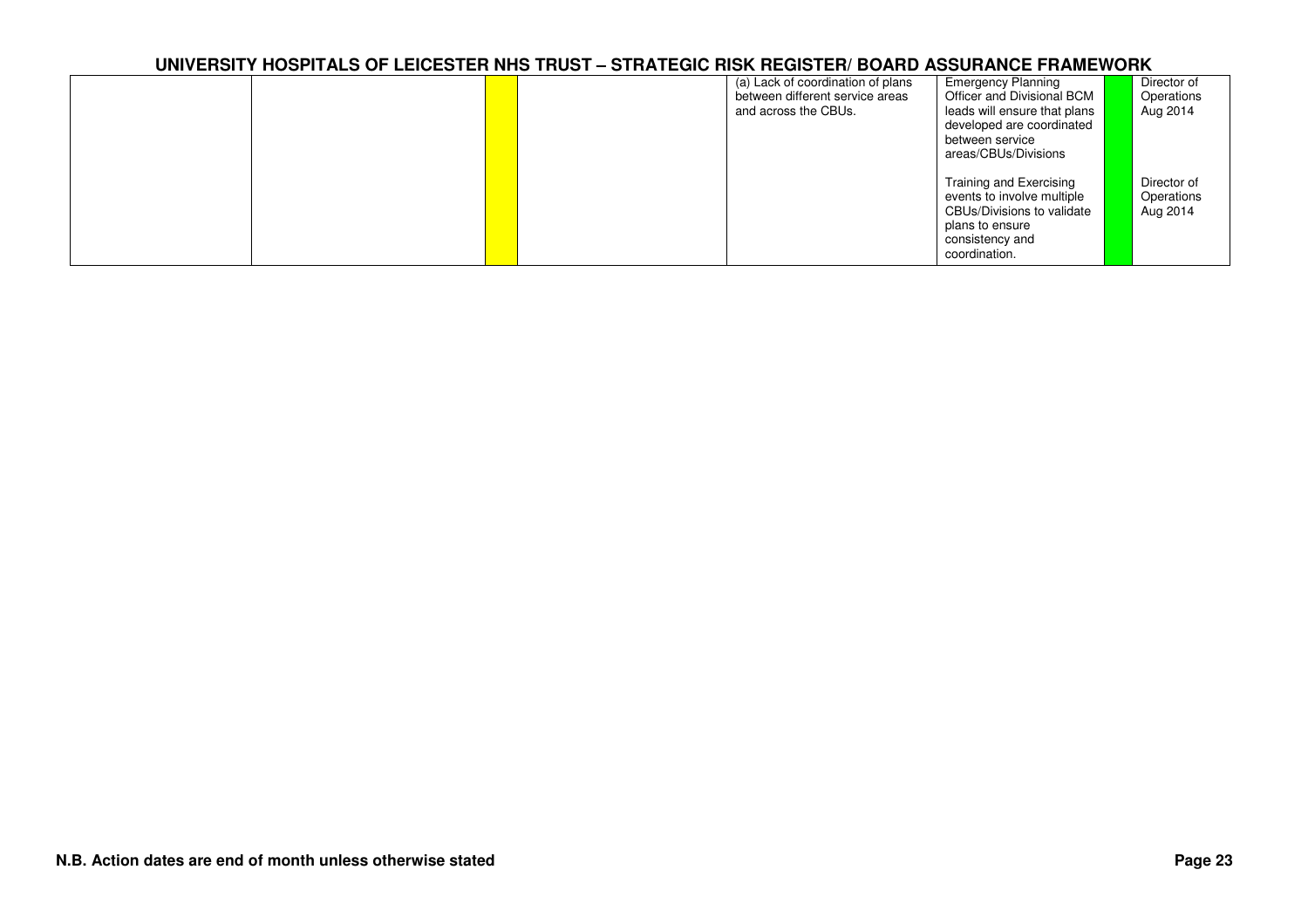| | | | | | | | |
|---|---|---|---|---|---|---|---|
| | | | | (a) Lack of coordination of plans between different service areas and across the CBUs. | Emergency Planning Officer and Divisional BCM leads will ensure that plans developed are coordinated between service areas/CBUs/Divisions | | Director of Operations Aug 2014 |
| | | | | | Training and Exercising events to involve multiple CBUs/Divisions to validate plans to ensure consistency and coordination. | | Director of Operations Aug 2014 |

N.B. Action dates are end of month unless otherwise stated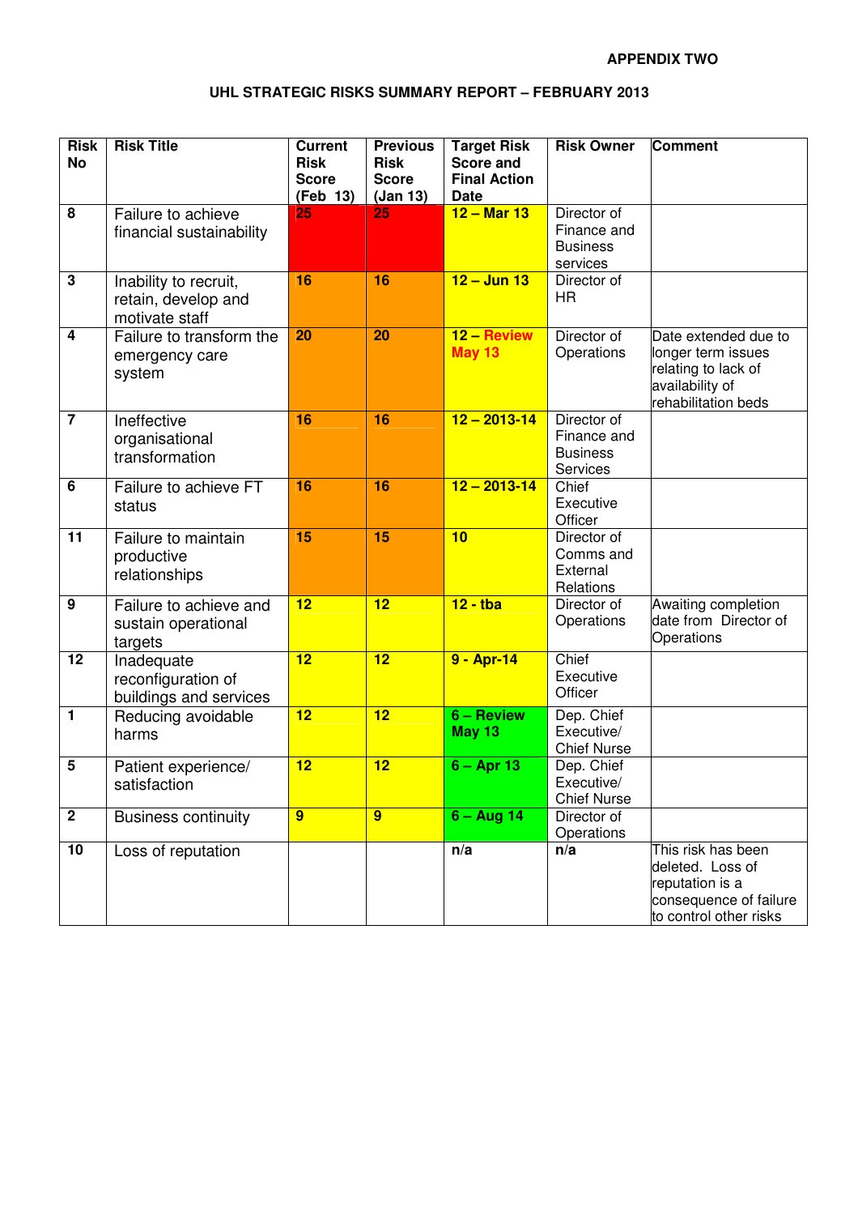**APPENDIX TWO**

## UHL STRATEGIC RISKS SUMMARY REPORT – FEBRUARY 2013

| Risk No | Risk Title | Current Risk Score (Feb 13) | Previous Risk Score (Jan 13) | Target Risk Score and Final Action Date | Risk Owner | Comment |
|---|---|---|---|---|---|---|
| 8 | Failure to achieve financial sustainability | 25 | 25 | 12 – Mar 13 | Director of Finance and Business services | |
| 3 | Inability to recruit, retain, develop and motivate staff | 16 | 16 | 12 – Jun 13 | Director of HR | |
| 4 | Failure to transform the emergency care system | 20 | 20 | 12 – Review May 13 | Director of Operations | Date extended due to longer term issues relating to lack of availability of rehabilitation beds |
| 7 | Ineffective organisational transformation | 16 | 16 | 12 – 2013-14 | Director of Finance and Business Services | |
| 6 | Failure to achieve FT status | 16 | 16 | 12 – 2013-14 | Chief Executive Officer | |
| 11 | Failure to maintain productive relationships | 15 | 15 | 10 | Director of Comms and External Relations | |
| 9 | Failure to achieve and sustain operational targets | 12 | 12 | 12 - tba | Director of Operations | Awaiting completion date from Director of Operations |
| 12 | Inadequate reconfiguration of buildings and services | 12 | 12 | 9 - Apr-14 | Chief Executive Officer | |
| 1 | Reducing avoidable harms | 12 | 12 | 6 – Review May 13 | Dep. Chief Executive/ Chief Nurse | |
| 5 | Patient experience/ satisfaction | 12 | 12 | 6 – Apr 13 | Dep. Chief Executive/ Chief Nurse | |
| 2 | Business continuity | 9 | 9 | 6 – Aug 14 | Director of Operations | |
| 10 | Loss of reputation | | | n/a | n/a | This risk has been deleted. Loss of reputation is a consequence of failure to control other risks |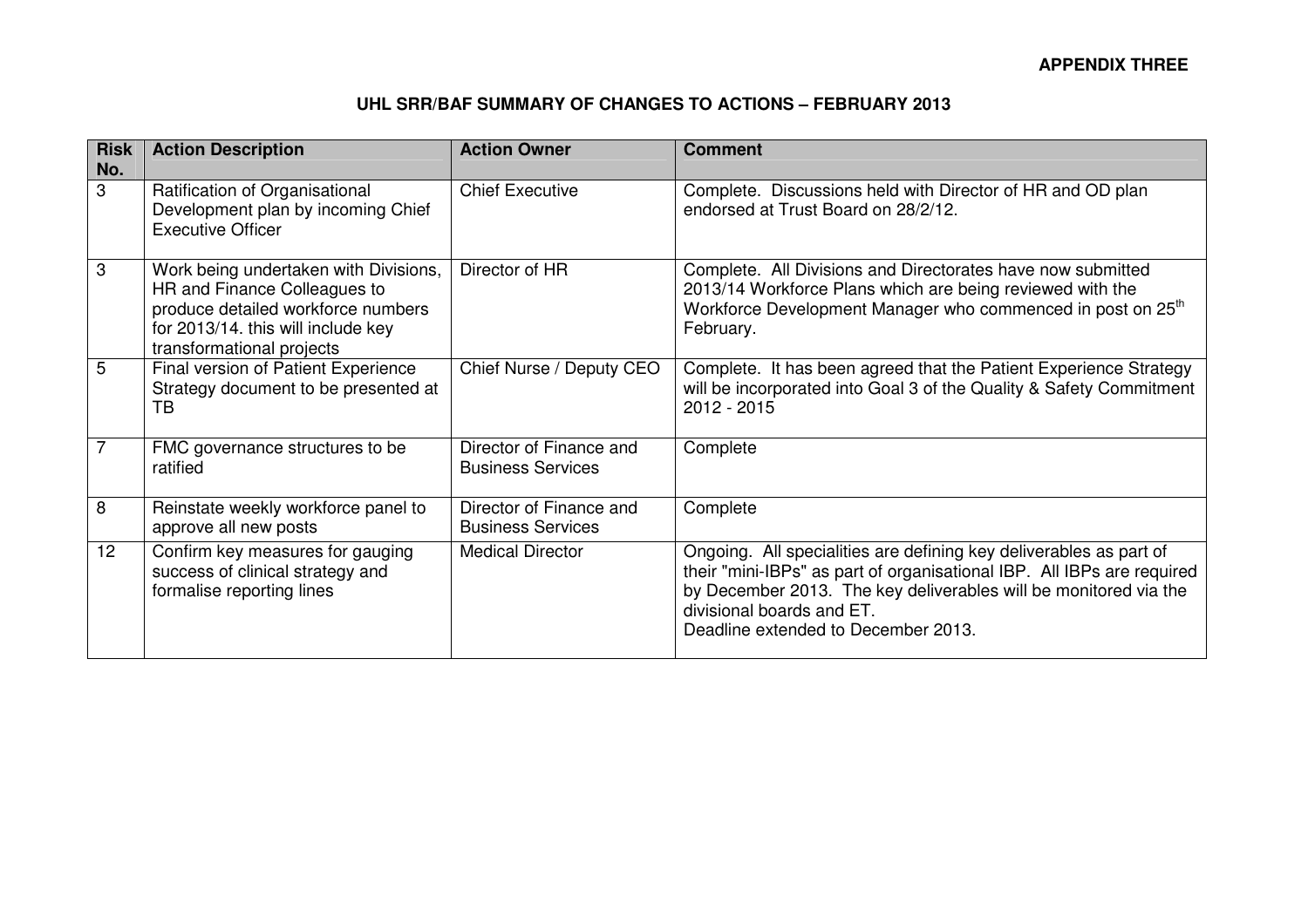**APPENDIX THREE**

**UHL SRR/BAF SUMMARY OF CHANGES TO ACTIONS – FEBRUARY 2013**

| Risk No. | Action Description | Action Owner | Comment |
|---|---|---|---|
| 3 | Ratification of Organisational Development plan by incoming Chief Executive Officer | Chief Executive | Complete. Discussions held with Director of HR and OD plan endorsed at Trust Board on 28/2/12. |
| 3 | Work being undertaken with Divisions, HR and Finance Colleagues to produce detailed workforce numbers for 2013/14. this will include key transformational projects | Director of HR | Complete. All Divisions and Directorates have now submitted 2013/14 Workforce Plans which are being reviewed with the Workforce Development Manager who commenced in post on 25th February. |
| 5 | Final version of Patient Experience Strategy document to be presented at TB | Chief Nurse / Deputy CEO | Complete. It has been agreed that the Patient Experience Strategy will be incorporated into Goal 3 of the Quality & Safety Commitment 2012 - 2015 |
| 7 | FMC governance structures to be ratified | Director of Finance and Business Services | Complete |
| 8 | Reinstate weekly workforce panel to approve all new posts | Director of Finance and Business Services | Complete |
| 12 | Confirm key measures for gauging success of clinical strategy and formalise reporting lines | Medical Director | Ongoing. All specialities are defining key deliverables as part of their "mini-IBPs" as part of organisational IBP. All IBPs are required by December 2013. The key deliverables will be monitored via the divisional boards and ET.<br>Deadline extended to December 2013. |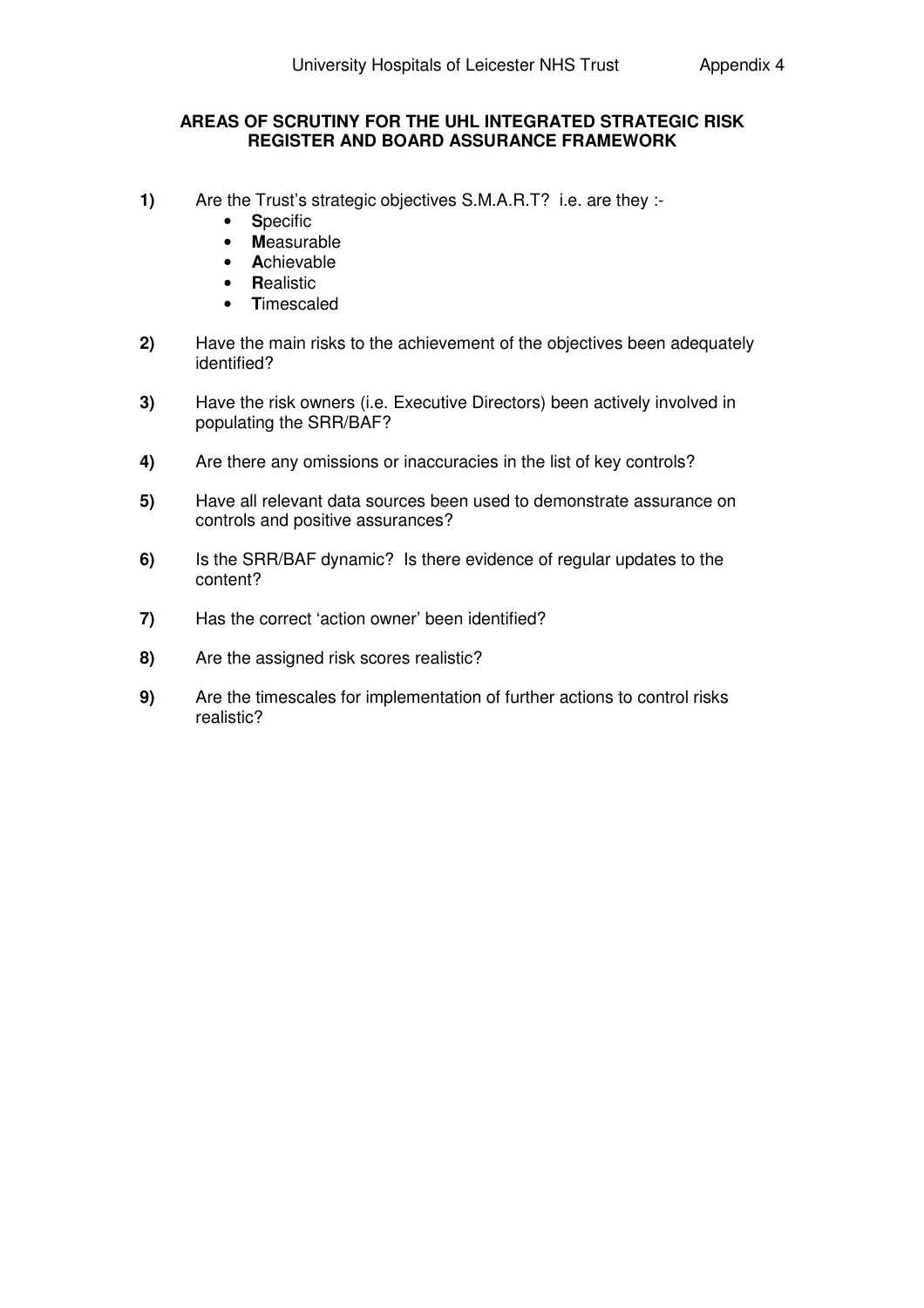## AREAS OF SCRUTINY FOR THE UHL INTEGRATED STRATEGIC RISK REGISTER AND BOARD ASSURANCE FRAMEWORK

**1)** Are the Trust's strategic objectives S.M.A.R.T? i.e. are they :-

- **S**pecific
- **M**easurable
- **A**chievable
- **R**ealistic
- **T**imescaled

**2)** Have the main risks to the achievement of the objectives been adequately identified?

**3)** Have the risk owners (i.e. Executive Directors) been actively involved in populating the SRR/BAF?

**4)** Are there any omissions or inaccuracies in the list of key controls?

**5)** Have all relevant data sources been used to demonstrate assurance on controls and positive assurances?

**6)** Is the SRR/BAF dynamic? Is there evidence of regular updates to the content?

**7)** Has the correct 'action owner' been identified?

**8)** Are the assigned risk scores realistic?

**9)** Are the timescales for implementation of further actions to control risks realistic?